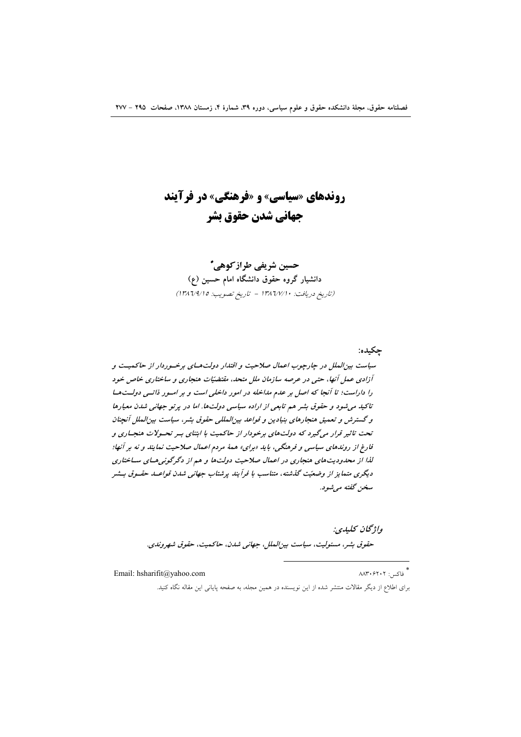# روندهای «سیاسی» و «فرهنگی» در فرآیند جهانی شدن حقوق بشر

**حسین شریفی طرازکوهی***

**دانشیار گروه حقوق دانشگاه امام حسین (ع)**

*(تاریخ دریافت: ۱۳۸۶/۷/۱۰ - تاریخ تصویب: ۱۳۸۶/۹/۱۵)*

**چکیده:**

*سیاست بین‌الملل در چارچوب اعمال صلاحیت و اقتدار دولت‌های برخوردار از حاکمیت و آزادی عمل آنها، حتی در عرصه سازمان ملل متحد، مقتضیات هنجاری و ساختاری خاص خود را داراست؛ تا آنجا که اصل بر عدم مداخله در امور داخلی است و بر امور ذاتی دولت‌ها تاکید می‌شود و حقوق بشر هم تابعی از اراده سیاسی دولت‌ها. اما در پرتو جهانی شدن معیارها و گسترش و تعمیق هنجارهای بنیادین و قواعد بین‌المللی حقوق بشر، سیاست بین‌الملل آنچنان تحت تاثیر قرار می‌گیرد که دولت‌های برخودار از حاکمیت با ابتنای بر تحولات هنجاری و فارغ از روندهای سیاسی و فرهنگی، باید «برای» همهٔ مردم اعمال صلاحیت نمایند و نه بر آنها؛ لذا از محدودیت‌های هنجاری در اعمال صلاحیت دولت‌ها و هم از دگرگونی‌های ساختاری دیگری متمایز از وضعیّت گذشته، متناسب با فرآیند پرشتاب جهانی شدن قواعد حقوق بشر سخن گفته می‌شود.*

*واژگان کلیدی:*

*حقوق بشر، مسئولیت، سیاست بین‌الملل، جهانی شدن، حاکمیت، حقوق شهروندی.*

---

* فاکس: ۸۸۳۰۶۲۰۲ Email: hsharifit@yahoo.com

برای اطلاع از دیگر مقالات منتشر شده از این نویسنده در همین مجله، به صفحه پایانی این مقاله نگاه کنید.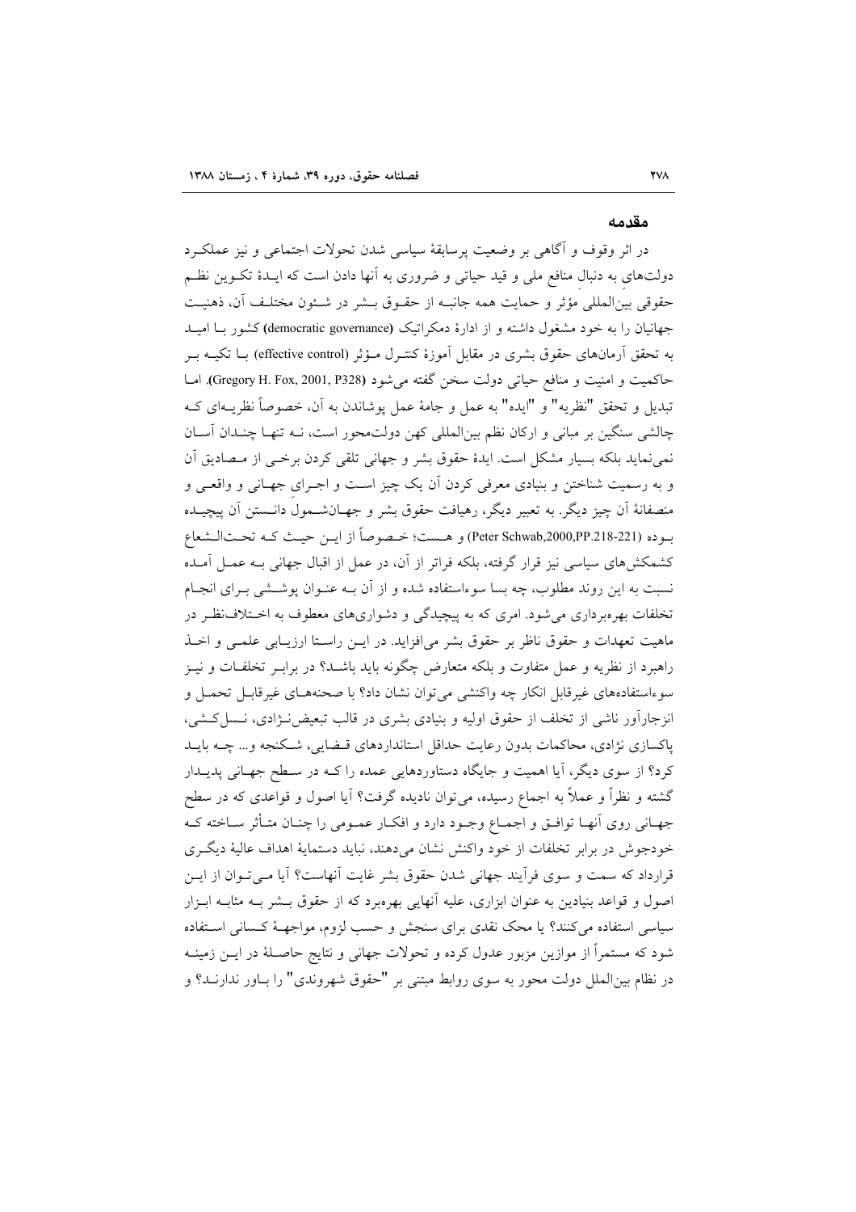## مقدمه

در اثر وقوف و آگاهی بر وضعیت پرسابقهٔ سیاسی شدن تحولات اجتماعی و نیز عملکـرد دولت‌های به دنبال منافع ملی و قید حیاتی و ضروری به آنها دادن است که ایـدهٔ تکـوین نظـم حقوقی بین‌المللی مؤثر و حمایت همه جانبـه از حقـوق بـشر در شـئون مختلـف آن، ذهنیـت جهانیان را به خود مشغول داشته و از ادارهٔ دمکراتیک (democratic governance) کشور بـا امیـد به تحقق آرمان‌های حقوق بشری در مقابل آموزهٔ کنتـرل مـؤثر (effective control) بـا تکیـه بـر حاکمیت و امنیت و منافع حیاتی دولت سخن گفته می‌شود (Gregory H. Fox, 2001, P328). امـا تبدیل و تحقق "نظریه" و "ایده" به عمل و جامهٔ عمل پوشاندن به آن، خصوصاً نظریـه‌ای کـه چالشی سنگین بر مبانی و ارکان نظم بین‌المللی کهن دولت‌محور است، نـه تنهـا چنـدان آسـان نمی‌نماید بلکه بسیار مشکل است. ایدهٔ حقوق بشر و جهانی تلقی کردن برخـی از مـصادیق آن و به رسمیت شناختن و بنیادی معرفی کردن آن یک چیز اسـت و اجـرای جهـانی و واقعـی و منصفانهٔ آن چیز دیگر. به تعبیر دیگر، رهیافت حقوق بشر و جهـان‌شـمول دانـستن آن پیچیـده بـوده (Peter Schwab,2000,PP.218-221) و هـست؛ خـصوصاً از ایـن حیـث کـه تحـت‌الـشعاع کشمکش‌های سیاسی نیز قرار گرفته، بلکه فراتر از آن، در عمل از اقبال جهانی بـه عمـل آمـده نسبت به این روند مطلوب، چه بسا سوءاستفاده شده و از آن بـه عنـوان پوشـشی بـرای انجـام تخلفات بهره‌برداری می‌شود. امری که به پیچیدگی و دشواری‌های معطوف به اخـتلاف‌نظـر در ماهیت تعهدات و حقوق ناظر بر حقوق بشر می‌افزاید. در ایـن راسـتا ارزیـابی علمـی و اخـذ راهبرد از نظریه و عمل متفاوت و بلکه متعارض چگونه باید باشـد؟ در برابـر تخلفـات و نیـز سوءاستفاده‌های غیرقابل انکار چه واکنشی می‌توان نشان داد؟ با صحنه‌هـای غیرقابـل تحمـل و انزجارآور ناشی از تخلف از حقوق اولیه و بنیادی بشری در قالب تبعیض‌نـژادی، نـسل‌کـشی، پاکسازی نژادی، محاکمات بدون رعایت حداقل استانداردهای قـضایی، شـکنجه و... چـه بایـد کرد؟ از سوی دیگر، آیا اهمیت و جایگاه دستاوردهایی عمده را کـه در سـطح جهـانی پدیـدار گشته و نظراً و عملاً به اجماع رسیده، می‌توان نادیده گرفت؟ آیا اصول و قواعدی که در سطح جهـانی روی آنهـا توافـق و اجمـاع وجـود دارد و افکـار عمـومی را چنـان متـأثر سـاخته کـه خودجوش در برابر تخلفات از خود واکنش نشان می‌دهند، نباید دستمایهٔ اهداف عالیهٔ دیگـری قرارداد که سمت و سوی فرآیند جهانی شدن حقوق بشر غایت آنهاست؟ آیا مـی‌تـوان از ایـن اصول و قواعد بنیادین به عنوان ابزاری، علیه آنهایی بهره‌برد که از حقوق بـشر بـه مثابـه ابـزار سیاسی استفاده می‌کنند؟ یا محک نقدی برای سنجش و حسب لزوم، مواجهـهٔ کـسانی اسـتفاده شود که مستمراً از موازین مزبور عدول کرده و تحولات جهانی و نتایج حاصـلهٔ در ایـن زمینـه در نظام بین‌الملل دولت محور به سوی روابط مبتنی بر "حقوق شهروندی" را بـاور ندارنـد؟ و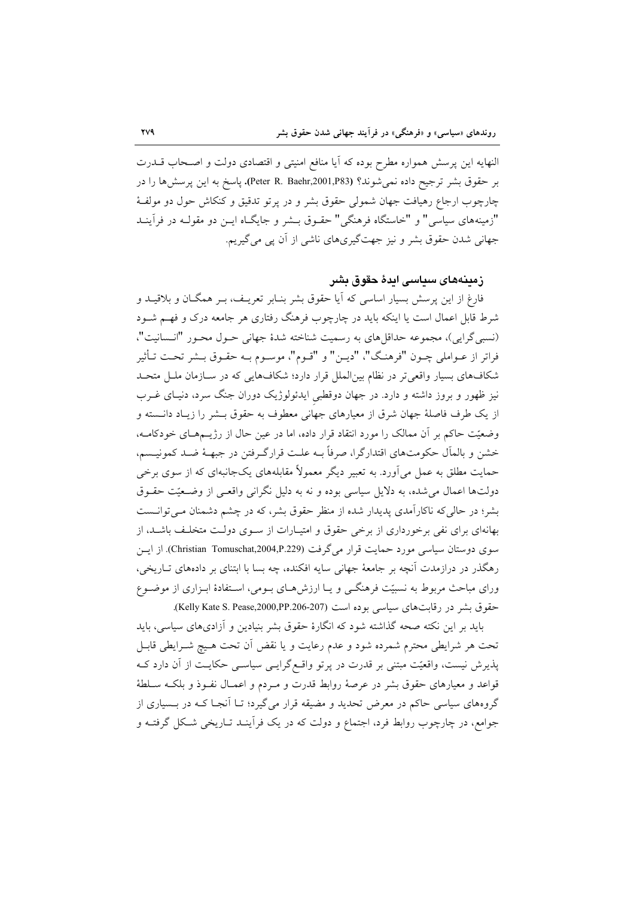النهایه این پرسش همواره مطرح بوده که آیا منافع امنیتی و اقتصادی دولت و اصحاب قدرت بر حقوق بشر ترجیح داده نمی‌شوند؟ (Peter R. Baehr,2001,P83). پاسخ به این پرسش‌ها را در چارچوب ارجاع رهیافت جهان شمولی حقوق بشر و در پرتو تدقیق و کنکاش حول دو مولفهٔ "زمینه‌های سیاسی" و "خاستگاه فرهنگی" حقوق بشر و جایگاه این دو مقوله در فرآیند جهانی شدن حقوق بشر و نیز جهت‌گیری‌های ناشی از آن پی می‌گیریم.

## زمینه‌های سیاسی ایدهٔ حقوق بشر

فارغ از این پرسش بسیار اساسی که آیا حقوق بشر بنابر تعریف، بر همگان و بلاقید و شرط قابل اعمال است یا اینکه باید در چارچوب فرهنگ رفتاری هر جامعه درک و فهم شود (نسبی‌گرایی)، مجموعه حداقل‌های به رسمیت شناخته شدهٔ جهانی حول محور "انسانیت"، فراتر از عواملی چون "فرهنگ"، "دین" و "قوم"، موسوم به حقوق بشر تحت تأثیر شکاف‌های بسیار واقعی‌تر در نظام بین‌الملل قرار دارد؛ شکاف‌هایی که در سازمان ملل متحد نیز ظهور و بروز داشته و دارد. در جهان دوقطبیِ ایدئولوژیک دوران جنگ سرد، دنیای غرب از یک طرف فاصلهٔ جهان شرق از معیارهای جهانی معطوف به حقوق بشر را زیاد دانسته و وضعیّت حاکم بر آن ممالک را مورد انتقاد قرار داده، اما در عین حال از رژیم‌های خودکامه، خشن و بالمآل حکومت‌های اقتدارگرا، صرفاً به علت قرارگرفتن در جبههٔ ضد کمونیسم، حمایت مطلق به عمل می‌آورد. به تعبیر دیگر معمولاً مقابله‌های یک‌جانبه‌ای که از سوی برخی دولت‌ها اعمال می‌شده، به دلایل سیاسی بوده و نه به دلیل نگرانی واقعی از وضعیّت حقوق بشر؛ در حالی‌که ناکارآمدی پدیدار شده از منظر حقوق بشر، که در چشم دشمنان می‌توانست بهانه‌ای برای نفی برخورداری از برخی حقوق و امتیارات از سوی دولت متخلف باشد، از سوی دوستان سیاسی مورد حمایت قرار می‌گرفت (Christian Tomuschat,2004,P.229). از این رهگذر در درازمدت آنچه بر جامعهٔ جهانی سایه افکنده، چه بسا با ابتنای بر داده‌های تاریخی، ورای مباحث مربوط به نسبیّت فرهنگی و یا ارزش‌های بومی، استفادهٔ ابزاری از موضوع حقوق بشر در رقابت‌های سیاسی بوده است (Kelly Kate S. Pease,2000,PP.206-207).

باید بر این نکته صحه گذاشته شود که انگارهٔ حقوق بشر بنیادین و آزادی‌های سیاسی، باید تحت هر شرایطی محترم شمرده شود و عدم رعایت و یا نقض آن تحت هیچ شرایطی قابل پذیرش نیست، واقعیّت مبتنی بر قدرت در پرتو واقع‌گرایی سیاسی حکایت از آن دارد که قواعد و معیارهای حقوق بشر در عرصهٔ روابط قدرت و مردم و اعمال نفوذ و بلکه سلطهٔ گروه‌های سیاسی حاکم در معرض تحدید و مضیقه قرار می‌گیرد؛ تا آنجا که در بسیاری از جوامع، در چارچوب روابط فرد، اجتماع و دولت که در یک فرآیند تاریخی شکل گرفته و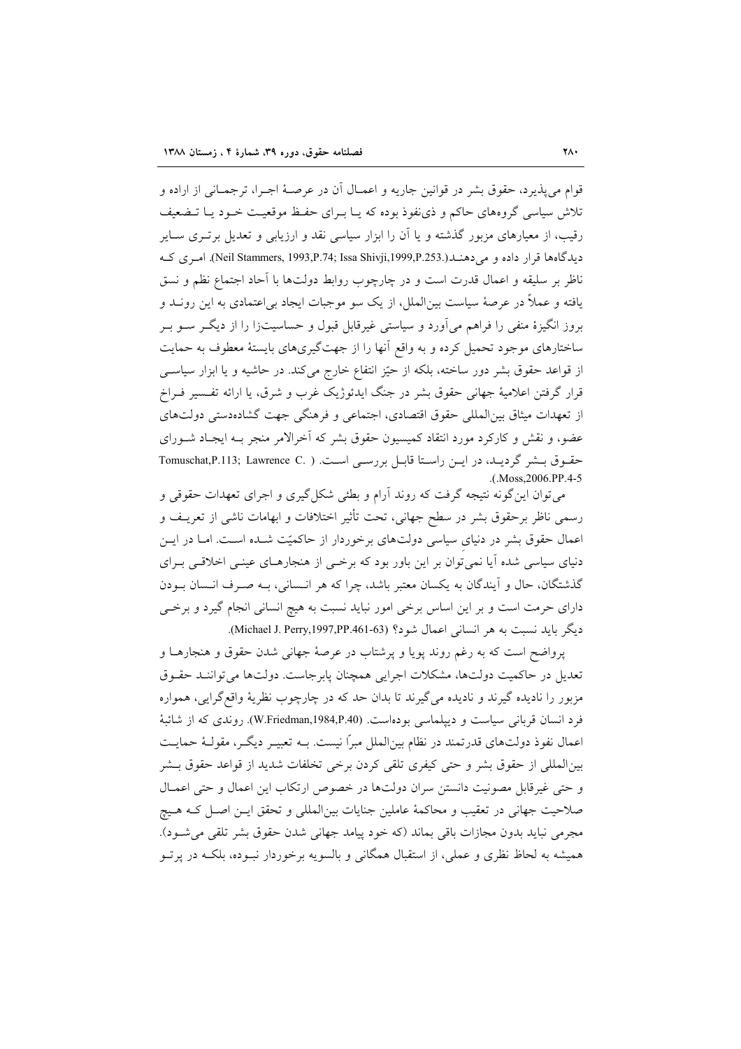قوام می‌پذیرد، حقوق بشر در قوانین جاریه و اعمال آن در عرصهٔ اجرا، ترجمانی از اراده و تلاش سیاسی گروه‌های حاکم و ذی‌نفوذ بوده که یا برای حفظ موقعیت خود یا تضعیف رقیب، از معیارهای مزبور گذشته و یا آن را ابزار سیاسی نقد و ارزیابی و تعدیل برتری سایر دیدگاه‌ها قرار داده و می‌دهند(.Neil Stammers, 1993,P.74; Issa Shivji,1999,P.253). امری که ناظر بر سلیقه و اعمال قدرت است و در چارچوب روابط دولت‌ها با آحاد اجتماع نظم و نسق یافته و عملاً در عرصهٔ سیاست بین‌الملل، از یک سو موجبات ایجاد بی‌اعتمادی به این روند و بروز انگیزهٔ منفی را فراهم می‌آورد و سیاستی غیرقابل قبول و حساسیت‌زا را از دیگر سو بر ساختارهای موجود تحمیل کرده و به واقع آنها را از جهت‌گیری‌های بایستهٔ معطوف به حمایت از قواعد حقوق بشر دور ساخته، بلکه از حیّز انتفاع خارج می‌کند. در حاشیه و یا ابزار سیاسی قرار گرفتن اعلامیهٔ جهانی حقوق بشر در جنگ ایدئوژیک غرب و شرق، یا ارائه تفسیر فراخ از تعهدات میثاق بین‌المللی حقوق اقتصادی، اجتماعی و فرهنگی جهت گشاده‌دستی دولت‌های عضو، و نقش و کارکرد مورد انتقاد کمیسیون حقوق بشر که آخرالامر منجر به ایجاد شورای حقوق بشر گردید، در این راستا قابل بررسی است. ( .Tomuschat,P.113; Lawrence C .(.Moss,2006.PP.4-5

می‌توان این‌گونه نتیجه گرفت که روند آرام و بطئی شکل‌گیری و اجرای تعهدات حقوقی و رسمی ناظر برحقوق بشر در سطح جهانی، تحت تأثیر اختلافات و ابهامات ناشی از تعریف و اعمال حقوق بشر در دنیای سیاسی دولت‌های برخوردار از حاکمیّت شده است. اما در این دنیای سیاسی شده آیا نمی‌توان بر این باور بود که برخی از هنجارهای عینی اخلاقی برای گذشتگان، حال و آیندگان به یکسان معتبر باشد، چرا که هر انسانی، به صرف انسان بودن دارای حرمت است و بر این اساس برخی امور نباید نسبت به هیچ انسانی انجام گیرد و برخی دیگر باید نسبت به هر انسانی اعمال شود؟ (Michael J. Perry,1997,PP.461-63).

پرواضح است که به رغم روند پویا و پرشتاب در عرصهٔ جهانی شدن حقوق و هنجارها و تعدیل در حاکمیت دولت‌ها، مشکلات اجرایی همچنان پابرجاست. دولت‌ها می‌توانند حقوق مزبور را نادیده گیرند و نادیده می‌گیرند تا بدان حد که در چارچوب نظریهٔ واقع‌گرایی، همواره فرد انسان قربانی سیاست و دیپلماسی بوده‌است. (W.Friedman,1984,P.40). روندی که از شائبهٔ اعمال نفوذ دولت‌های قدرتمند در نظام بین‌الملل مبرّا نیست. به تعبیر دیگر، مقولهٔ حمایت بین‌المللی از حقوق بشر و حتی کیفری تلقی کردن برخی تخلفات شدید از قواعد حقوق بشر و حتی غیرقابل مصونیت دانستن سران دولت‌ها در خصوص ارتکاب این اعمال و حتی اعمال صلاحیت جهانی در تعقیب و محاکمهٔ عاملین جنایات بین‌المللی و تحقق این اصل که هیچ مجرمی نباید بدون مجازات باقی بماند (که خود پیامد جهانی شدن حقوق بشر تلقی می‌شود). همیشه به لحاظ نظری و عملی، از استقبال همگانی و بالسویه برخوردار نبوده، بلکه در پرتو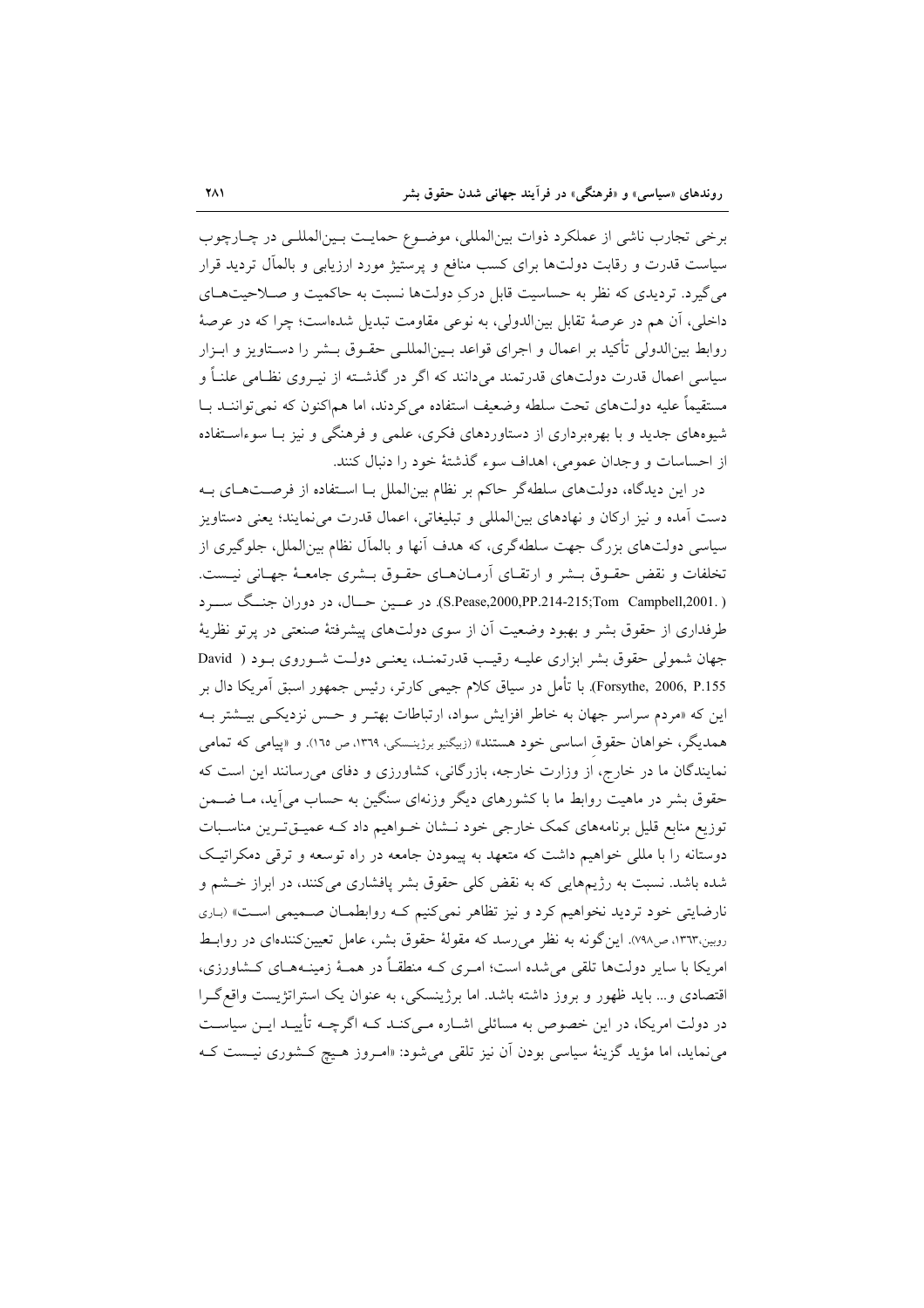برخی تجارب ناشی از عملکرد ذوات بین‌المللی، موضـوع حمایـت بـین‌المللـی در چـارچوب سیاست قدرت و رقابت دولت‌ها برای کسب منافع و پرستیژ مورد ارزیابی و بالمآل تردید قرار می‌گیرد. تردیدی که نظر به حساسیت قابل درکِ دولت‌ها نسبت به حاکمیت و صـلاحیت‌هـای داخلی، آن هم در عرصهٔ تقابل بین‌الدولی، به نوعی مقاومت تبدیل شده‌است؛ چرا که در عرصهٔ روابط بین‌الدولی تأکید بر اعمال و اجرای قواعد بـین‌المللـی حقـوق بـشر را دسـتاویز و ابـزار سیاسی اعمال قدرت دولت‌های قدرتمند می‌دانند که اگر در گذشـته از نیـروی نظـامی علناً و مستقیماً علیه دولت‌های تحت سلطه وضعیف استفاده می‌کردند، اما هم‌اکنون که نمی‌تواننـد بـا شیوه‌های جدید و با بهره‌برداری از دستاوردهای فکری، علمی و فرهنگی و نیز بـا سوءاسـتفاده از احساسات و وجدان عمومی، اهداف سوء گذشتهٔ خود را دنبال کنند.

در این دیدگاه، دولت‌های سلطه‌گر حاکم بر نظام بین‌الملل بـا اسـتفاده از فرصـت‌هـای بـه دست آمده و نیز ارکان و نهادهای بین‌المللی و تبلیغاتی، اعمال قدرت می‌نمایند؛ یعنی دستاویز سیاسی دولت‌های بزرگ جهت سلطه‌گری، که هدف آنها و بالمآل نظام بین‌الملل، جلوگیری از تخلفات و نقض حقـوق بـشر و ارتقـای آرمـان‌هـای حقـوق بـشری جامعـهٔ جهـانی نیـست. (S.Pease,2000,PP.214-215;Tom Campbell,2001.). در عـین حـال، در دوران جنـگ سـرد طرفداری از حقوق بشر و بهبود وضعیت آن از سوی دولت‌های پیشرفتهٔ صنعتی در پرتو نظریهٔ جهان شمولی حقوق بشر ابزاری علیـه رقیـب قدرتمنـد، یعنـی دولـت شـوروی بـود ( David Forsythe, 2006, P.155). با تأمل در سیاق کلام جیمی کارتر، رئیس جمهور اسبق آمریکا دال بر این که «مردم سراسر جهان به خاطر افزایش سواد، ارتباطات بهتـر و حـس نزدیکـی بیـشتر بـه همدیگر، خواهان حقوقِ اساسی خود هستند» (زبیگنیو برژینسکی، ۱۳۶۹، ص ۱۶۵). و «پیامی که تمامی نمایندگان ما در خارج، از وزارت خارجه، بازرگانی، کشاورزی و دفای می‌رسانند این است که حقوق بشر در ماهیت روابط ما با کشورهای دیگر وزنه‌ای سنگین به حساب می‌آید، مـا ضـمن توزیع منابع قلیل برنامه‌های کمک خارجی خود نـشان خـواهیم داد کـه عمیـق‌تـرین مناسـبات دوستانه را با مللی خواهیم داشت که متعهد به پیمودن جامعه در راه توسعه و ترقی دمکراتیـک شده باشد. نسبت به رژیم‌هایی که به نقض کلی حقوق بشر پافشاری می‌کنند، در ابراز خـشم و نارضایتی خود تردید نخواهیم کرد و نیز تظاهر نمی‌کنیم کـه روابطمـان صـمیمی اسـت» (باری روبین،۱۳۶۳، ص۷۹۸). این‌گونه به نظر می‌رسد که مقولهٔ حقوق بشر، عامل تعیین‌کننده‌ای در روابـط امریکا با سایر دولت‌ها تلقی می‌شده است؛ امـری کـه منطقـاً در همـهٔ زمینـه‌هـای کـشاورزی، اقتصادی و... باید ظهور و بروز داشته باشد. اما برژینسکی، به عنوان یک استراتژیست واقع‌گـرا در دولت امریکا، در این خصوص به مسائلی اشـاره مـی‌کنـد کـه اگرچـه تأییـد ایـن سیاسـت می‌نماید، اما مؤید گزینهٔ سیاسی بودن آن نیز تلقی می‌شود: «امـروز هـیچ کـشوری نیـست کـه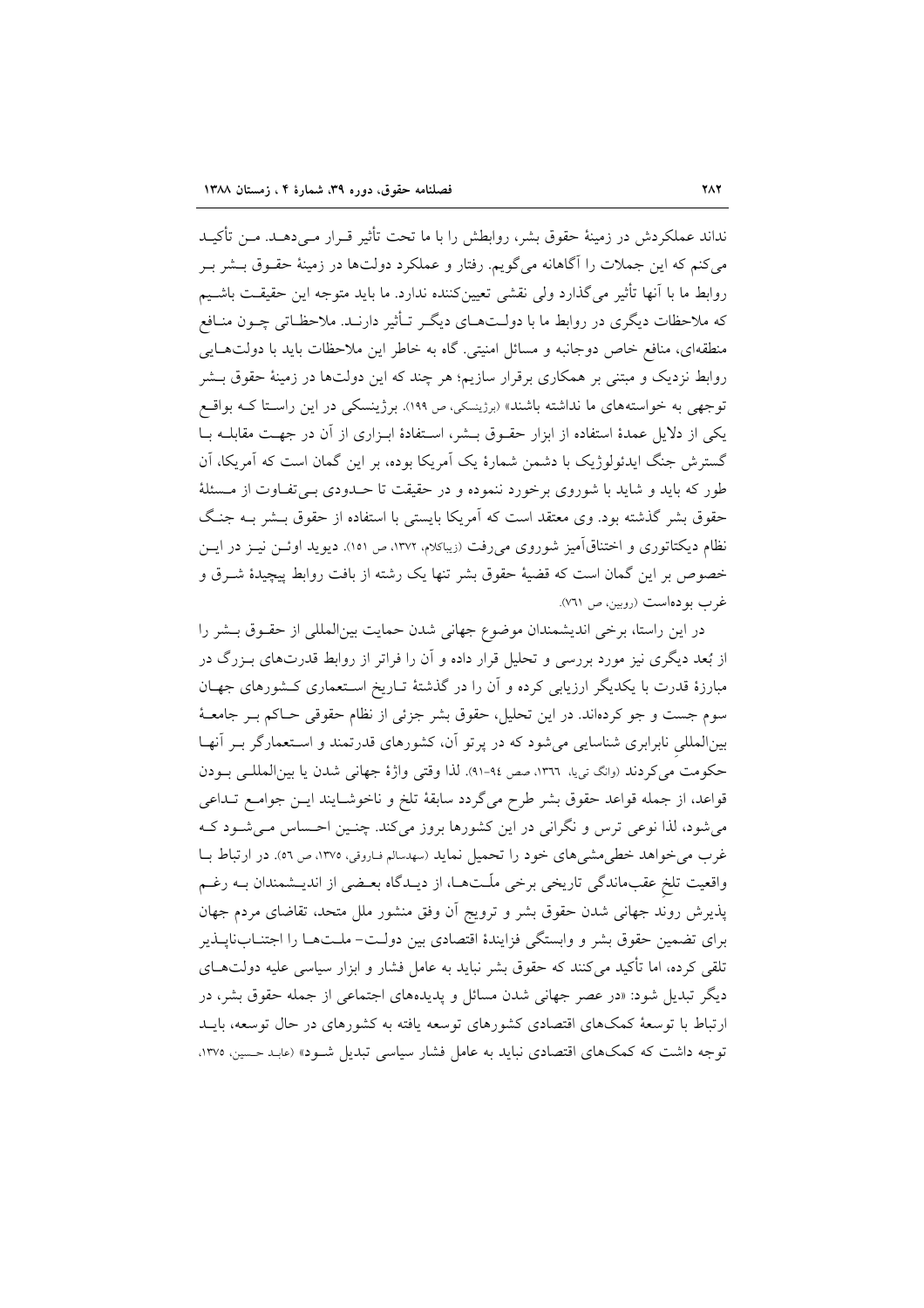نداند عملکردش در زمینهٔ حقوق بشر، روابطش را با ما تحت تأثیر قرار می‌دهد. من تأکید می‌کنم که این جملات را آگاهانه می‌گویم. رفتار و عملکرد دولت‌ها در زمینهٔ حقوق بشر بر روابط ما با آنها تأثیر می‌گذارد ولی نقشی تعیین‌کننده ندارد. ما باید متوجه این حقیقت باشیم که ملاحظات دیگری در روابط ما با دولت‌های دیگر تأثیر دارند. ملاحظاتی چون منافع منطقه‌ای، منافع خاص دوجانبه و مسائل امنیتی. گاه به خاطر این ملاحظات باید با دولت‌هایی روابط نزدیک و مبتنی بر همکاری برقرار سازیم؛ هر چند که این دولت‌ها در زمینهٔ حقوق بشر توجهی به خواسته‌های ما نداشته باشند» (برژینسکی، ص ۱۹۹). برژینسکی در این راستا که بواقع یکی از دلایل عمدهٔ استفاده از ابزار حقوق بشر، استفادهٔ ابزاری از آن در جهت مقابله با گسترش جنگ ایدئولوژیک با دشمن شمارهٔ یک آمریکا بوده، بر این گمان است که آمریکا، آن طور که باید و شاید با شوروی برخورد ننموده و در حقیقت تا حدودی بی‌تفاوت از مسئلهٔ حقوق بشر گذشته بود. وی معتقد است که آمریکا بایستی با استفاده از حقوق بشر به جنگ نظام دیکتاتوری و اختناق‌آمیز شوروی می‌رفت (زیباکلام، ۱۳۷۲، ص ۱۵۱). دیوید اوئن نیز در این خصوص بر این گمان است که قضیهٔ حقوق بشر تنها یک رشته از بافت روابط پیچیدهٔ شرق و غرب بوده‌است (روبین، ص ۷٦۱).

در این راستا، برخی اندیشمندان موضوع جهانی شدن حمایت بین‌المللی از حقوق بشر را از بُعد دیگری نیز مورد بررسی و تحلیل قرار داده و آن را فراتر از روابط قدرت‌های بزرگ در مبارزهٔ قدرت با یکدیگر ارزیابی کرده و آن را در گذشتهٔ تاریخ استعماری کشورهای جهان سوم جست و جو کرده‌اند. در این تحلیل، حقوق بشر جزئی از نظام حقوقی حاکم بر جامعهٔ بین‌المللی نابرابری شناسایی می‌شود که در پرتو آن، کشورهای قدرتمند و استعمارگر بر آنها حکومت می‌کردند (وانگ تی‌یا، ۱۳٦٦، صص ۹٤-۹۱). لذا وقتی واژهٔ جهانی شدن یا بین‌المللی بودن قواعد، از جمله قواعد حقوق بشر طرح می‌گردد سابقهٔ تلخ و ناخوشایند این جوامع تداعی می‌شود، لذا نوعی ترس و نگرانی در این کشورها بروز می‌کند. چنین احساس می‌شود که غرب می‌خواهد خطی‌مشی‌های خود را تحمیل نماید (سهدسالم فاروقی، ۱۳۷۵، ص ۵٦). در ارتباط با واقعیت تلخ عقب‌ماندگی تاریخی برخی ملّت‌ها، از دیدگاه بعضی از اندیشمندان به رغم پذیرش روند جهانی شدن حقوق بشر و ترویج آن وفق منشور ملل متحد، تقاضای مردم جهان برای تضمین حقوق بشر و وابستگی فزایندهٔ اقتصادی بین دولت- ملت‌ها را اجتناب‌ناپذیر تلقی کرده، اما تأکید می‌کنند که حقوق بشر نباید به عامل فشار و ابزار سیاسی علیه دولت‌های دیگر تبدیل شود: «در عصر جهانی شدن مسائل و پدیده‌های اجتماعی از جمله حقوق بشر، در ارتباط با توسعهٔ کمک‌های اقتصادی کشورهای توسعه یافته به کشورهای در حال توسعه، باید توجه داشت که کمک‌های اقتصادی نباید به عامل فشار سیاسی تبدیل شود» (عابد حسین، ۱۳۷۵،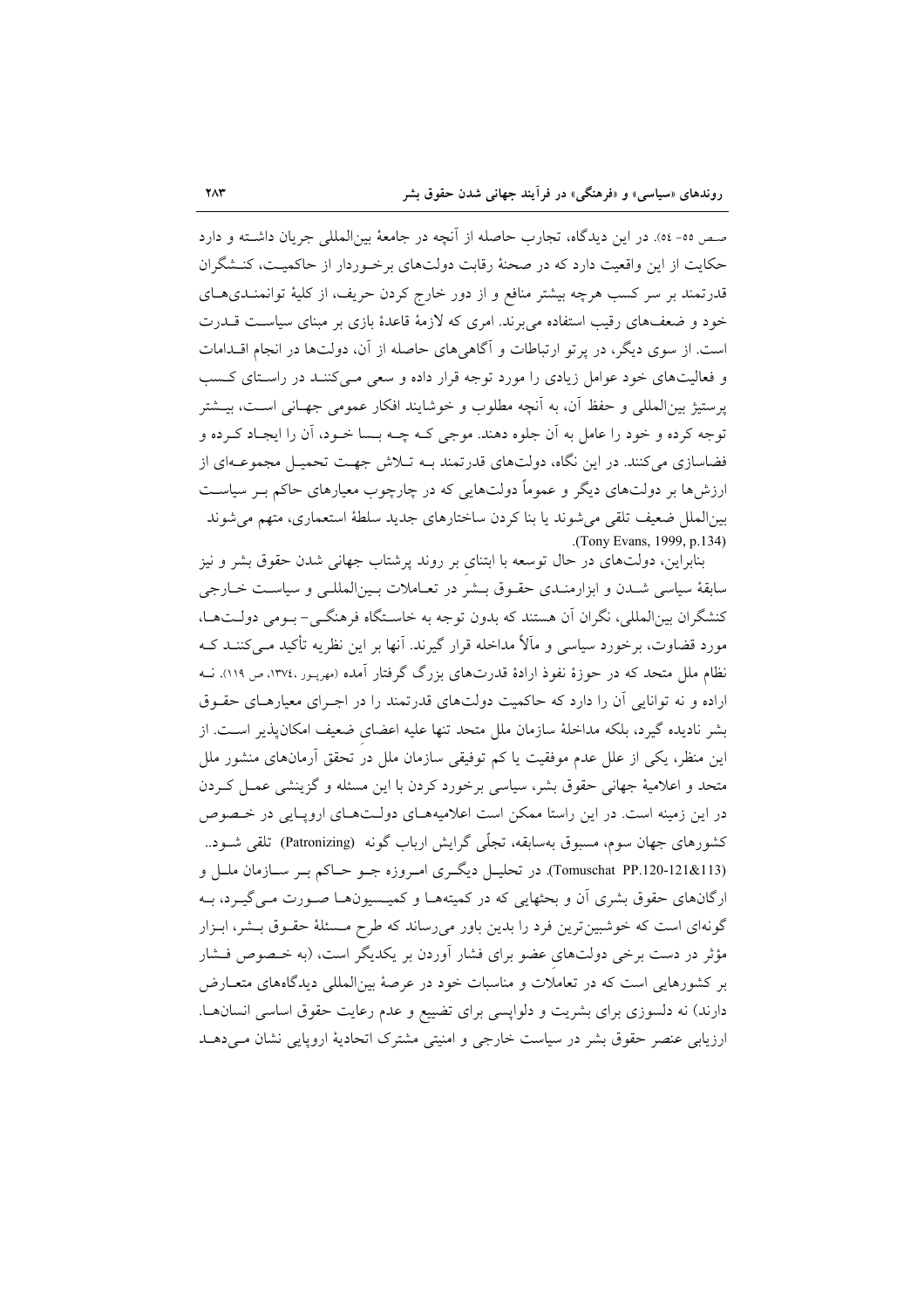صص ٥٥- ٥٤). در این دیدگاه، تجارب حاصله از آنچه در جامعهٔ بین‌المللی جریان داشته و دارد حکایت از این واقعیت دارد که در صحنهٔ رقابت دولت‌های برخوردار از حاکمیت، کنشگران قدرتمند بر سر کسب هرچه بیشتر منافع و از دور خارج کردن حریف، از کلیهٔ توانمندی‌های خود و ضعف‌های رقیب استفاده می‌برند. امری که لازمهٔ قاعدهٔ بازی بر مبنای سیاست قدرت است. از سوی دیگر، در پرتو ارتباطات و آگاهی‌های حاصله از آن، دولت‌ها در انجام اقدامات و فعالیت‌های خود عوامل زیادی را مورد توجه قرار داده و سعی می‌کنند در راستای کسب پرستیژ بین‌المللی و حفظ آن، به آنچه مطلوب و خوشایند افکار عمومی جهانی است، بیشتر توجه کرده و خود را عامل به آن جلوه دهند. موجی که چه بسا خود، آن را ایجاد کرده و فضاسازی می‌کنند. در این نگاه، دولت‌های قدرتمند به تلاش جهت تحمیل مجموعه‌ای از ارزش‌ها بر دولت‌های دیگر و عموماً دولت‌هایی که در چارچوب معیارهای حاکم بر سیاست بین‌الملل ضعیف تلقی می‌شوند یا بنا کردن ساختارهای جدید سلطهٔ استعماری، متهم می‌شوند (Tony Evans, 1999, p.134).

بنابراین، دولت‌های در حال توسعه با ابتنای بر روند پرشتاب جهانی شدن حقوق بشر و نیز سابقهٔ سیاسی شدن و ابزارمندی حقوق بشر در تعاملات بین‌المللی و سیاست خارجی کنشگران بین‌المللی، نگران آن هستند که بدون توجه به خاستگاه فرهنگی- بومی دولت‌ها، مورد قضاوت، برخورد سیاسی و مآلاً مداخله قرار گیرند. آنها بر این نظریه تأکید می‌کنند که نظام ملل متحد که در حوزهٔ نفوذ ارادهٔ قدرت‌های بزرگ گرفتار آمده (مهرپور ،١٣٧٤، ص ١١٩). نه اراده و نه توانایی آن را دارد که حاکمیت دولت‌های قدرتمند را در اجرای معیارهای حقوق بشر نادیده گیرد، بلکه مداخلهٔ سازمان ملل متحد تنها علیه اعضای ضعیف امکان‌پذیر است. از این منظر، یکی از علل عدم موفقیت یا کم توفیقی سازمان ملل در تحقق آرمان‌های منشور ملل متحد و اعلامیهٔ جهانی حقوق بشر، سیاسی برخورد کردن با این مسئله و گزینشی عمل کردن در این زمینه است. در این راستا ممکن است اعلامیه‌های دولت‌های اروپایی در خصوص کشورهای جهان سوم، مسبوق به‌سابقه، تجلّی گرایش ارباب گونه (Patronizing) تلقی شود.. (Tomuschat PP.120-121&113). در تحلیل دیگری امروزه جو حاکم بر سازمان ملل و ارگان‌های حقوق بشری آن و بحثهایی که در کمیته‌ها و کمیسیون‌ها صورت می‌گیرد، به گونه‌ای است که خوشبین‌ترین فرد را بدین باور می‌رساند که طرح مسئلهٔ حقوق بشر، ابزار مؤثر در دست برخی دولت‌های عضو برای فشار آوردن بر یکدیگر است، (به خصوص فشار بر کشورهایی است که در تعاملات و مناسبات خود در عرصهٔ بین‌المللی دیدگاه‌های متعارض دارند) نه دلسوزی برای بشریت و دلواپسی برای تضییع و عدم رعایت حقوق اساسی انسان‌ها. ارزیابی عنصر حقوق بشر در سیاست خارجی و امنیتی مشترک اتحادیهٔ اروپایی نشان می‌دهد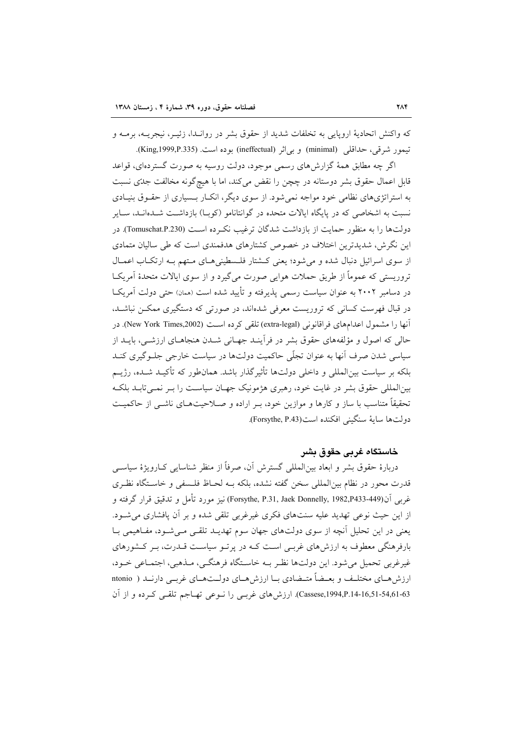که واکنش اتحادیهٔ اروپایی به تخلفات شدید از حقوق بشر در روانـدا، زئیـر، نیجریـه، برمـه و تیمور شرقی، حداقلی (minimal) و بی‌اثر (ineffectual) بوده است. (King,1999,P.335).

اگر چه مطابق همهٔ گزارش‌های رسمی موجود، دولت روسیه به صورت گسترده‌ای، قواعد قابل اعمال حقوق بشر دوستانه در چچن را نقض می‌کند، اما با هیچ‌گونه مخالفت جدّی نسبت به استراتژی‌های نظامی خود مواجه نمی‌شود. از سوی دیگر، انکـار بـسیاری از حقـوق بنیـادی نسبت به اشخاصی که در پایگاه ایالات متحده در گوانتانامو (کوبـا) بازداشـت شـده‌انـد، سـایر دولت‌ها را به منظور حمایت از بازداشت شدگان ترغیب نکـرده اسـت (Tomuschat.P.230). در این نگرش، شدیدترین اختلاف در خصوص کشتارهای هدفمندی است که طی سالیان متمادی از سوی اسرائیل دنبال شده و می‌شود؛ یعنی کـشتار فلـسطینی‌هـای مـتهم بـه ارتکـاب اعمـال تروریستی که عموماً از طریق حملات هوایی صورت می‌گیرد و از سوی ایالات متحدهٔ آمریکـا در دسامبر ۲۰۰۲ به عنوان سیاست رسمی پذیرفته و تأیید شده است (همان) حتی دولت آمریکـا در قبال فهرست کسانی که تروریست معرفی شده‌اند، در صورتی که دستگیری ممکـن نباشـد، آنها را مشمول اعدام‌های فراقانونی (extra-legal) تلقی کرده اسـت (New York Times,2002). در حالی که اصول و مؤلفه‌های حقوق بشر در فرآینـد جهـانی شـدن هنجاهـای ارزشـی، بایـد از سیاسی شدن صرف آنها به عنوان تجلّی حاکمیت دولت‌ها در سیاست خارجی جلـوگیری کنـد بلکه بر سیاست بین‌المللی و داخلی دولت‌ها تأثیرگذار باشد. همان‌طور که تأکیـد شـده، رژیـم بین‌المللی حقوق بشر در غایت خود، رهبری هژمونیک جهـان سیاسـت را بـر نمـی‌تابـد بلکـه تحقیقاً متناسب با ساز و کارها و موازین خود، بـر اراده و صـلاحیت‌هـای ناشـی از حاکمیـت دولت‌ها سایهٔ سنگینی افکنده است(Forsythe, P.43).

## خاستگاه غربی حقوق بشر

دربارهٔ حقوق بشر و ابعاد بین‌المللی گسترش آن، صرفاً از منظر شناسایی کـارویژهٔ سیاسـی قدرت محور در نظام بین‌المللی سخن گفته نشده، بلکه بـه لحـاظ فلـسفی و خاسـتگاه نظـری غربی آن(Forsythe, P.31, Jaek Donnelly, 1982,P433-449) نیز مورد تأمل و تدقیق قرار گرفته و از این حیث نوعی تهدید علیه سنت‌های فکری غیرغربی تلقی شده و بر آن پافشاری می‌شـود. یعنی در این تحلیل آنچه از سوی دولت‌های جهان سوم تهدیـد تلقـی مـی‌شـود، مفـاهیمی بـا بارفرهنگی معطوف به ارزش‌های غربـی اسـت کـه در پرتـو سیاسـت قـدرت، بـر کـشورهای غیرغربی تحمیل می‌شود. این دولت‌ها نظـر بـه خاسـتگاه فرهنگـی، مـذهبی، اجتمـاعی خـود، ارزش‌هـای مختلـف و بعـضاً متـضادی بـا ارزش‌هـای دولـت‌هـای غربـی دارنـد ( ntonio Cassese,1994,P.14-16,51-54,61-63). ارزش‌های غربـی را نـوعی تهـاجم تلقـی کـرده و از آن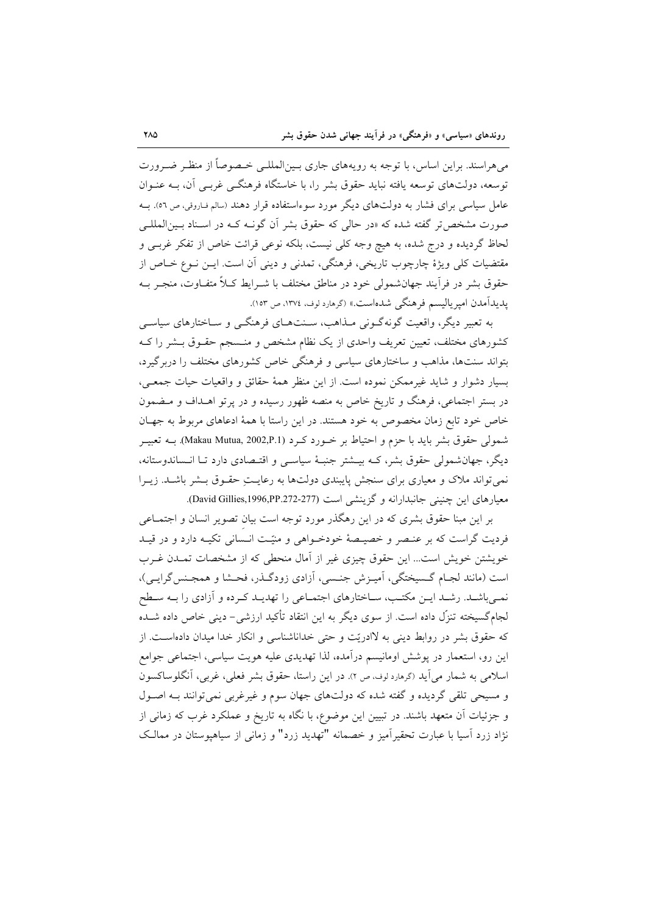می‌هراسند. براین اساس، با توجه به رویه‌های جاری بین‌المللی خصوصاً از منظر ضرورت توسعه، دولت‌های توسعه یافته نباید حقوق بشر را، با خاستگاه فرهنگی غربی آن، به عنوان عامل سیاسی برای فشار به دولت‌های دیگر مورد سوءاستفاده قرار دهند (سالم فاروقی، ص ٥٦). به صورت مشخص‌تر گفته شده که «در حالی که حقوق بشر آن گونه که در اسناد بین‌المللی لحاظ گردیده و درج شده، به هیچ وجه کلی نیست، بلکه نوعی قرائت خاص از تفکر غربی و مقتضیات کلی ویژهٔ چارچوب تاریخی، فرهنگی، تمدنی و دینی آن است. این نوع خاص از حقوق بشر در فرآیند جهان‌شمولی خود در مناطق مختلف با شرایط کلاً متفاوت، منجر به پدیدآمدن امپریالیسم فرهنگی شده‌است.» (گرهارد لوف، ١٣٧٤، ص ١٥٣).

به تعبیر دیگر، واقعیت گونه‌گونی مذاهب، سنت‌های فرهنگی و ساختارهای سیاسی کشورهای مختلف، تعیین تعریف واحدی از یک نظام مشخص و منسجم حقوق بشر را که بتواند سنت‌ها، مذاهب و ساختارهای سیاسی و فرهنگی خاص کشورهای مختلف را دربرگیرد، بسیار دشوار و شاید غیرممکن نموده است. از این منظر همهٔ حقائق و واقعیات حیات جمعی، در بستر اجتماعی، فرهنگ و تاریخ خاص به منصه ظهور رسیده و در پرتو اهداف و مضمون خاص خود تابع زمان مخصوص به خود هستند. در این راستا با همهٔ ادعاهای مربوط به جهان شمولی حقوق بشر باید با حزم و احتیاط بر خورد کرد (Makau Mutua, 2002,P.1). به تعبیر دیگر، جهان‌شمولی حقوق بشر، که بیشتر جنبهٔ سیاسی و اقتصادی دارد تا انساندوستانه، نمی‌تواند ملاک و معیاری برای سنجش پایبندی دولت‌ها به رعایتِ حقوق بشر باشد. زیرا معیارهای این چنینی جانبدارانه و گزینشی است (David Gillies,1996,PP.272-277).

بر این مبنا حقوق بشری که در این رهگذر مورد توجه است بیانِ تصویر انسان و اجتماعی فردیت گراست که بر عنصر و خصیصهٔ خودخواهی و منیّت انسانی تکیه دارد و در قید خویشتن خویش است... این حقوق چیزی غیر از آمال منحطی که از مشخصات تمدن غرب است (مانند لجام گسیختگی، آمیزش جنسی، آزادی زودگذر، فحشا و همجنس‌گرایی)، نمی‌باشد. رشد این مکتب، ساختارهای اجتماعی را تهدید کرده و آزادی را به سطح لجام‌گسیخته تنزّل داده است. از سوی دیگر به این انتقاد تأکید ارزشی- دینی خاص داده شده که حقوق بشر در روابط دینی به لاادریّت و حتی خداناشناسی و انکار خدا میدان داده‌است. از این رو، استعمار در پوشش اومانیسم درآمده، لذا تهدیدی علیه هویت سیاسی، اجتماعی جوامع اسلامی به شمار می‌آید (گرهارد لوف، ص ٢). در این راستا، حقوق بشر فعلی، غربی، آنگلوساکسون و مسیحی تلقی گردیده و گفته شده که دولت‌های جهان سوم و غیرغربی نمی‌توانند به اصول و جزئیات آن متعهد باشند. در تبیین این موضوع، با نگاه به تاریخ و عملکرد غرب که زمانی از نژاد زرد آسیا با عبارت تحقیرآمیز و خصمانه "تهدید زرد" و زمانی از سیاهپوستان در ممالک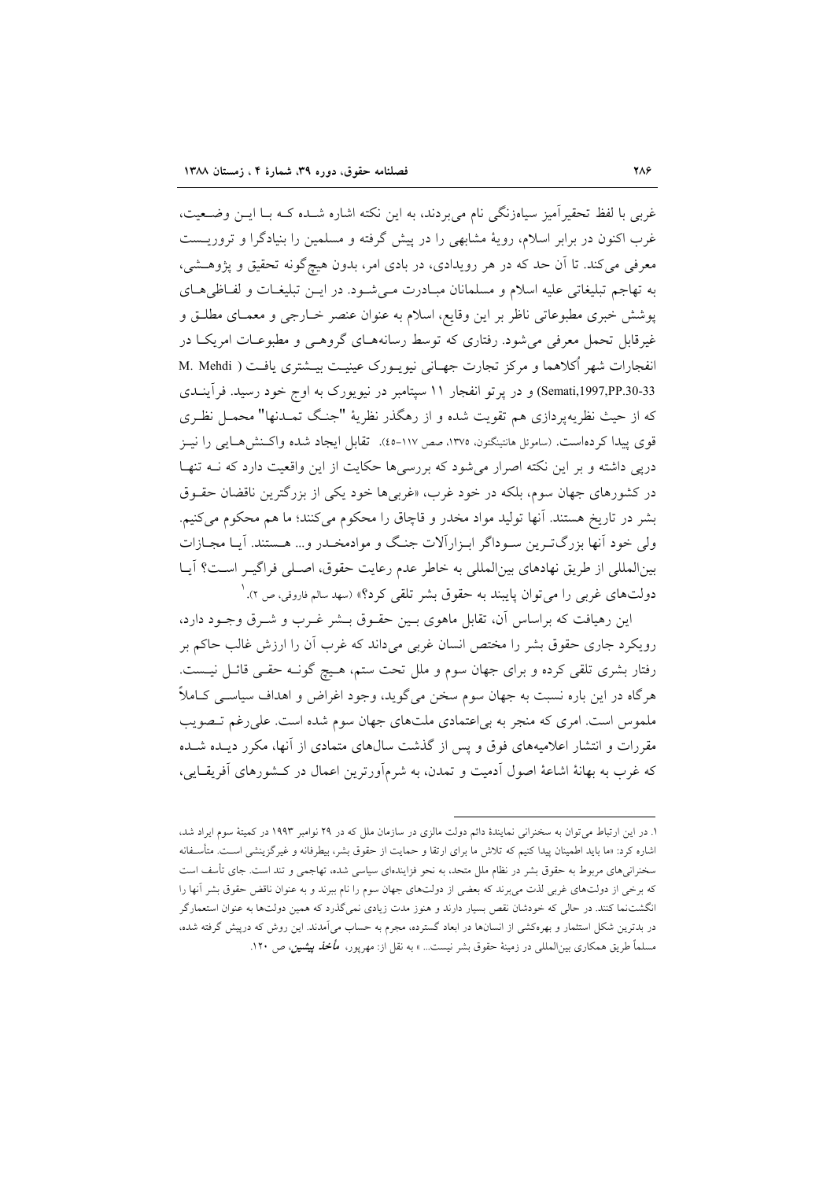غربی با لفظ تحقیرآمیز سیاه‌زنگی نام می‌بردند، به این نکته اشاره شده که با این وضعیت، غرب اکنون در برابر اسلام، رویهٔ مشابهی را در پیش گرفته و مسلمین را بنیادگرا و تروریست معرفی می‌کند. تا آن حد که در هر رویدادی، در بادی امر، بدون هیچ‌گونه تحقیق و پژوهشی، به تهاجم تبلیغاتی علیه اسلام و مسلمانان مبادرت می‌شود. در این تبلیغات و لفاظی‌های پوشش خبری مطبوعاتی ناظر بر این وقایع، اسلام به عنوان عنصر خارجی و معمای مطلق و غیرقابل تحمل معرفی می‌شود. رفتاری که توسط رسانه‌های گروهی و مطبوعات امریکا در انفجارات شهر اُکلاهما و مرکز تجارت جهانی نیویورک عینیت بیشتری یافت (M. Mehdi Semati,1997,PP.30-33) و در پرتو انفجار ۱۱ سپتامبر در نیویورک به اوج خود رسید. فرآیندی که از حیث نظریه‌پردازی هم تقویت شده و از رهگذر نظریهٔ "جنگ تمدنها" محمل نظری قوی پیدا کرده‌است. (ساموئل هانتینگتون، ۱۳۷۵، صص ۱۱۷-٤٥). تقابل ایجاد شده واکنش‌هایی را نیز درپی داشته و بر این نکته اصرار می‌شود که بررسی‌ها حکایت از این واقعیت دارد که نه تنها در کشورهای جهان سوم، بلکه در خود غرب، «غربی‌ها خود یکی از بزرگترین ناقضان حقوق بشر در تاریخ هستند. آنها تولید مواد مخدر و قاچاق را محکوم می‌کنند؛ ما هم محکوم می‌کنیم. ولی خود آنها بزرگ‌ترین سوداگر ابزارآلات جنگ و موادمخدر و... هستند. آیا مجازات بین‌المللی از طریق نهادهای بین‌المللی به خاطر عدم رعایت حقوق، اصلی فراگیر است؟ آیا دولت‌های غربی را می‌توان پایبند به حقوق بشر تلقی کرد؟» (سهد سالم فاروقی، ص ۲).[1]

این رهیافت که براساس آن، تقابل ماهوی بین حقوق بشر غرب و شرق وجود دارد، رویکرد جاری حقوق بشر را مختص انسان غربی می‌داند که غرب آن را ارزش غالب حاکم بر رفتار بشری تلقی کرده و برای جهان سوم و ملل تحت ستم، هیچ گونه حقی قائل نیست. هرگاه در این باره نسبت به جهان سوم سخن می‌گوید، وجود اغراض و اهداف سیاسی کاملاً ملموس است. امری که منجر به بی‌اعتمادی ملت‌های جهان سوم شده است. علی‌رغم تصویب مقررات و انتشار اعلامیه‌های فوق و پس از گذشت سال‌های متمادی از آنها، مکرر دیده شده که غرب به بهانهٔ اشاعهٔ اصول آدمیت و تمدن، به شرم‌آورترین اعمال در کشورهای آفریقایی،

---

۱. در این ارتباط می‌توان به سخنرانی نمایندهٔ دائم دولت مالزی در سازمان ملل که در ۲۹ نوامبر ۱۹۹۳ در کمیتهٔ سوم ایراد شد، اشاره کرد: «ما باید اطمینان پیدا کنیم که تلاش ما برای ارتقا و حمایت از حقوق بشر، بیطرفانه و غیرگزینشی است. متأسفانه سخنرانی‌های مربوط به حقوق بشر در نظام ملل متحد، به نحو فزاینده‌ای سیاسی شده، تهاجمی و تند است. جای تأسف است که برخی از دولت‌های غربی لذت می‌برند که بعضی از دولت‌های جهان سوم را نام ببرند و به عنوان ناقض حقوق بشر آنها را انگشت‌نما کنند. در حالی که خودشان نقص بسیار دارند و هنوز مدت زیادی نمی‌گذرد که همین دولت‌ها به عنوان استعمارگر در بدترین شکل استثمار و بهره‌کشی از انسان‌ها در ابعاد گسترده، مجرم به حساب می‌آمدند. این روش که درپیش گرفته شده، مسلماً طریق همکاری بین‌المللی در زمینهٔ حقوق بشر نیست... » به نقل از: مهرپور، ***مأخذ پیشین***، ص ۱۲۰.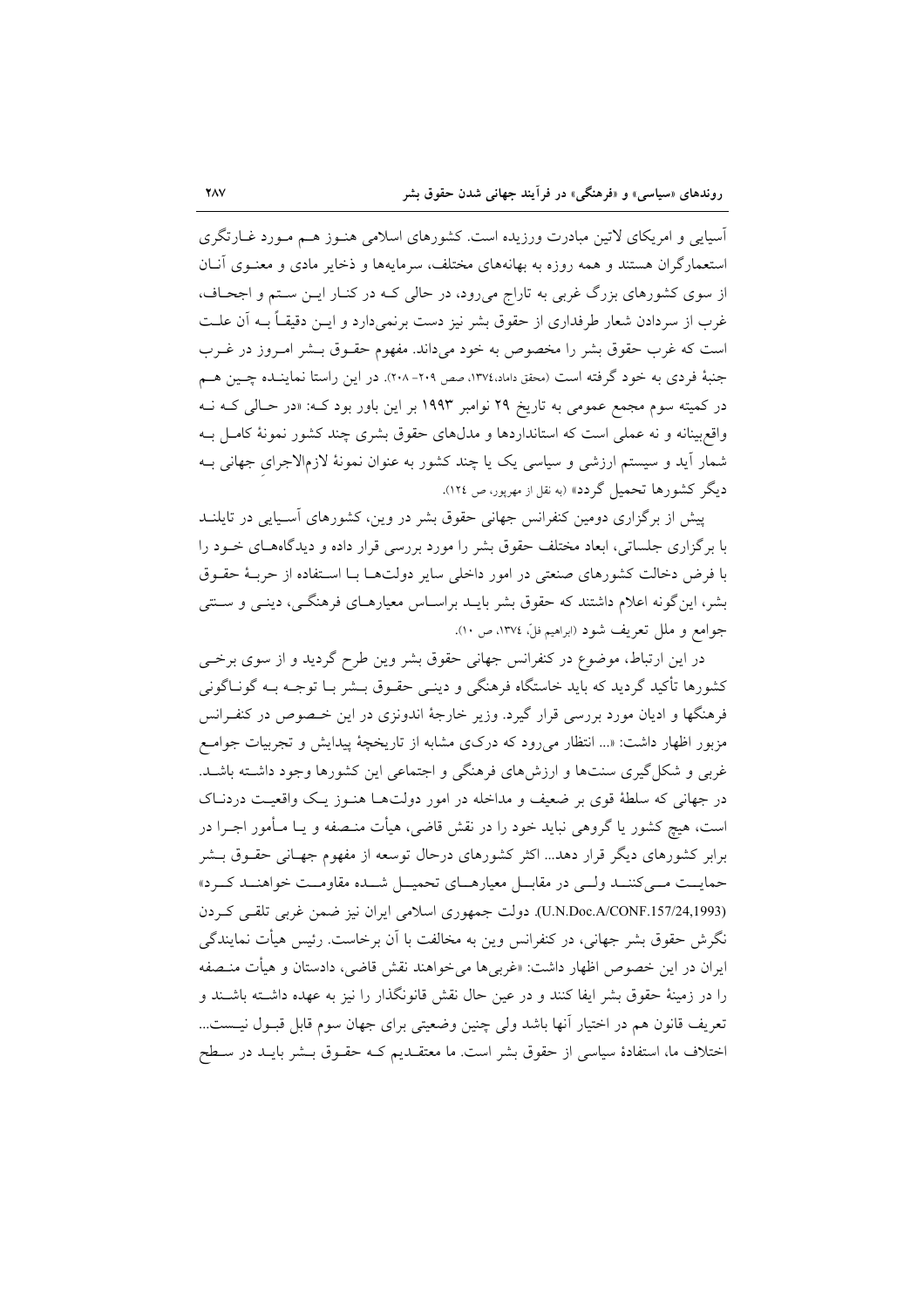آسیایی و امریکای لاتین مبادرت ورزیده است. کشورهای اسلامی هنوز هم مورد غارتگری استعمارگران هستند و همه روزه به بهانه‌های مختلف، سرمایه‌ها و ذخایر مادی و معنوی آنان از سوی کشورهای بزرگ غربی به تاراج می‌رود، در حالی که در کنار این ستم و اجحاف، غرب از سردادن شعار طرفداری از حقوق بشر نیز دست برنمی‌دارد و این دقیقاً به آن علت است که غرب حقوق بشر را مخصوص به خود می‌داند. مفهوم حقوق بشر امروز در غرب جنبهٔ فردی به خود گرفته است (محقق داماد،١٣٧٤، صص ٢٠٩- ٢٠٨). در این راستا نماینده چین هم در کمیته سوم مجمع عمومی به تاریخ ٢٩ نوامبر ١٩٩٣ بر این باور بود که: «در حالی که نه واقع‌بینانه و نه عملی است که استانداردها و مدل‌های حقوق بشری چند کشور نمونهٔ کامل به شمار آید و سیستم ارزشی و سیاسی یک یا چند کشور به عنوان نمونهٔ لازم‌الاجرای جهانی به دیگر کشورها تحمیل گردد» (به نقل از مهرپور، ص ١٢٤).

پیش از برگزاری دومین کنفرانس جهانی حقوق بشر در وین، کشورهای آسیایی در تایلند با برگزاری جلساتی، ابعاد مختلف حقوق بشر را مورد بررسی قرار داده و دیدگاه‌های خود را با فرض دخالت کشورهای صنعتی در امور داخلی سایر دولت‌ها با استفاده از حربهٔ حقوق بشر، این‌گونه اعلام داشتند که حقوق بشر باید براساس معیارهای فرهنگی، دینی و سنتی جوامع و ملل تعریف شود (ابراهیم فلّ، ١٣٧٤، ص ١٠).

در این ارتباط، موضوع در کنفرانس جهانی حقوق بشر وین طرح گردید و از سوی برخی کشورها تأکید گردید که باید خاستگاه فرهنگی و دینی حقوق بشر با توجه به گوناگونی فرهنگها و ادیان مورد بررسی قرار گیرد. وزیر خارجهٔ اندونزی در این خصوص در کنفرانس مزبور اظهار داشت: «... انتظار می‌رود که درکی مشابه از تاریخچهٔ پیدایش و تجربیات جوامع غربی و شکل‌گیری سنت‌ها و ارزش‌های فرهنگی و اجتماعی این کشورها وجود داشته باشد. در جهانی که سلطهٔ قوی بر ضعیف و مداخله در امور دولت‌ها هنوز یک واقعیت دردناک است، هیچ کشور یا گروهی نباید خود را در نقش قاضی، هیأت منصفه و یا مأمور اجرا در برابر کشورهای دیگر قرار دهد... اکثر کشورهای درحال توسعه از مفهوم جهانی حقوق بشر حمایت می‌کنند ولی در مقابل معیارهای تحمیل شده مقاومت خواهند کرد» (U.N.Doc.A/CONF.157/24,1993). دولت جمهوری اسلامی ایران نیز ضمن غربی تلقی کردن نگرش حقوق بشر جهانی، در کنفرانس وین به مخالفت با آن برخاست. رئیس هیأت نمایندگی ایران در این خصوص اظهار داشت: «غربی‌ها می‌خواهند نقش قاضی، دادستان و هیأت منصفه را در زمینهٔ حقوق بشر ایفا کنند و در عین حال نقش قانونگذار را نیز به عهده داشته باشند و تعریف قانون هم در اختیار آنها باشد ولی چنین وضعیتی برای جهان سوم قابل قبول نیست... اختلاف ما، استفادهٔ سیاسی از حقوق بشر است. ما معتقدیم که حقوق بشر باید در سطح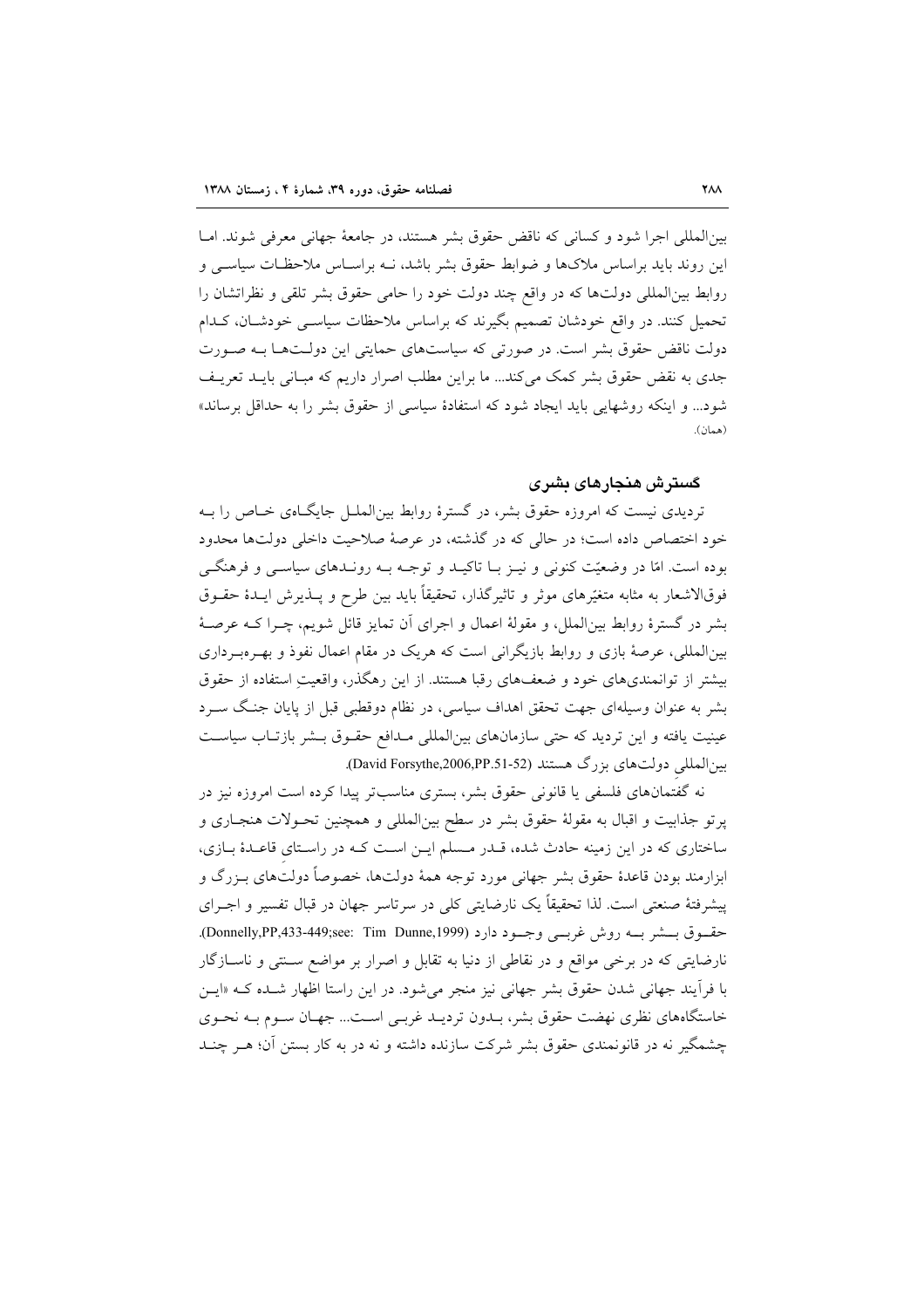بین‌المللی اجرا شود و کسانی که ناقض حقوق بشر هستند، در جامعهٔ جهانی معرفی شوند. اما این روند باید براساس ملاک‌ها و ضوابط حقوق بشر باشد، نه براساس ملاحظات سیاسی و روابط بین‌المللی دولت‌ها که در واقع چند دولت خود را حامی حقوق بشر تلقی و نظراتشان را تحمیل کنند. در واقع خودشان تصمیم بگیرند که براساس ملاحظات سیاسی خودشان، کدام دولت ناقض حقوق بشر است. در صورتی که سیاست‌های حمایتی این دولت‌ها به صورت جدی به نقض حقوق بشر کمک می‌کند... ما براین مطلب اصرار داریم که مبانی باید تعریف شود... و اینکه روشهایی باید ایجاد شود که استفادهٔ سیاسی از حقوق بشر را به حداقل برساند» (همان).

## گسترش هنجارهای بشری

تردیدی نیست که امروزه حقوق بشر، در گسترهٔ روابط بین‌الملل جایگاهی خاص را به خود اختصاص داده است؛ در حالی که در گذشته، در عرصهٔ صلاحیت داخلی دولت‌ها محدود بوده است. امّا در وضعیّت کنونی و نیز با تاکید و توجه به روندهای سیاسی و فرهنگی فوق‌الاشعار به مثابه متغیّرهای موثر و تاثیرگذار، تحقیقاً باید بین طرح و پذیرش ایدهٔ حقوق بشر در گسترهٔ روابط بین‌الملل، و مقولهٔ اعمال و اجرای آن تمایز قائل شویم، چرا که عرصهٔ بین‌المللی، عرصهٔ بازی و روابط بازیگرانی است که هریک در مقام اعمال نفوذ و بهره‌برداری بیشتر از توانمندی‌های خود و ضعف‌های رقبا هستند. از این رهگذر، واقعیتِ استفاده از حقوق بشر به عنوان وسیله‌ای جهت تحقق اهداف سیاسی، در نظام دوقطبی قبل از پایان جنگ سرد عینیت یافته و این تردید که حتی سازمان‌های بین‌المللی مدافع حقوق بشر بازتاب سیاست بین‌المللیِ دولت‌های بزرگ هستند (David Forsythe,2006,PP.51-52).

نه گفتمان‌های فلسفی یا قانونی حقوق بشر، بستری مناسب‌تر پیدا کرده است امروزه نیز در پرتو جذابیت و اقبال به مقولهٔ حقوق بشر در سطح بین‌المللی و همچنین تحولات هنجاری و ساختاری که در این زمینه حادث شده، قدر مسلم این است که در راستای قاعدهٔ بازی، ابزارمند بودن قاعدهٔ حقوق بشر جهانی مورد توجه همهٔ دولت‌ها، خصوصاً دولت‌های بزرگ و پیشرفتهٔ صنعتی است. لذا تحقیقاً یک نارضایتی کلی در سرتاسر جهان در قبال تفسیر و اجرای حقوق بشر به روش غربی وجود دارد (Donnelly,PP,433-449;see: Tim Dunne,1999). نارضایتی که در برخی مواقع و در نقاطی از دنیا به تقابل و اصرار بر مواضع سنتی و ناسازگار با فرآیند جهانی شدن حقوق بشر جهانی نیز منجر می‌شود. در این راستا اظهار شده که «این خاستگاه‌های نظری نهضت حقوق بشر، بدون تردید غربی است... جهان سوم به نحوی چشمگیر نه در قانونمندی حقوق بشر شرکت سازنده داشته و نه در به کار بستن آن؛ هر چند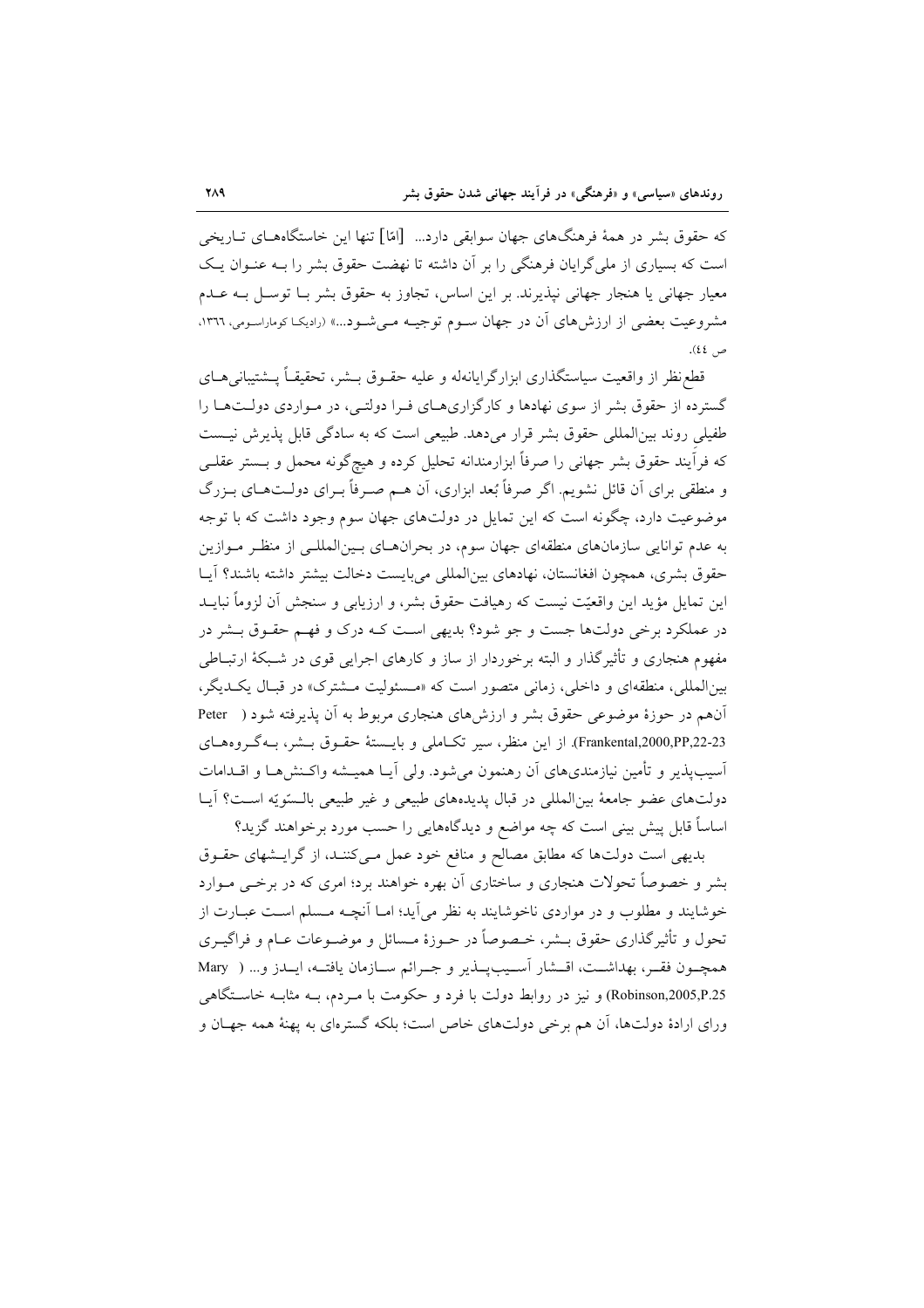که حقوق بشر در همهٔ فرهنگ‌های جهان سوابقی دارد... [امّا] تنها این خاستگاه‌های تاریخی است که بسیاری از ملی‌گرایان فرهنگی را بر آن داشته تا نهضت حقوق بشر را به عنوان یک معیار جهانی یا هنجار جهانی نپذیرند. بر این اساس، تجاوز به حقوق بشر با توسل به عدم مشروعیت بعضی از ارزش‌های آن در جهان سوم توجیه می‌شود...» (رادیکا کوماراسومی، ۱۳۶۶، ص ٤٤).

قطع‌نظر از واقعیت سیاستگذاری ابزارگرایانه‌ و علیه حقوق بشر، تحقیقاً پشتیبانی‌های گسترده از حقوق بشر از سوی نهادها و کارگزاری‌های فرا دولتی، در مواردی دولت‌ها را طفیلی روند بین‌المللی حقوق بشر قرار می‌دهد. طبیعی است که به سادگی قابل پذیرش نیست که فرآیند حقوق بشر جهانی را صرفاً ابزارمندانه تحلیل کرده و هیچ‌گونه محمل و بستر عقلی و منطقی برای آن قائل نشویم. اگر صرفاً بُعد ابزاری، آن هم صرفاً برای دولت‌های بزرگ موضوعیت دارد، چگونه است که این تمایل در دولت‌های جهان سوم وجود داشت که با توجه به عدم توانایی سازمان‌های منطقه‌ای جهان سوم، در بحران‌های بین‌المللی از منظر موازین حقوق بشری، همچون افغانستان، نهادهای بین‌المللی می‌بایست دخالت بیشتر داشته باشند؟ آیا این تمایل مؤید این واقعیّت نیست که رهیافت حقوق بشر، و ارزیابی و سنجش آن لزوماً نباید در عملکرد برخی دولت‌ها جست و جو شود؟ بدیهی است که درک و فهم حقوق بشر در مفهوم هنجاری و تأثیرگذار و البته برخوردار از ساز و کارهای اجرایی قوی در شبکهٔ ارتباطی بین‌المللی، منطقه‌ای و داخلی، زمانی متصور است که «مسئولیت مشترک» در قبال یکدیگر، آن‌هم در حوزهٔ موضوعی حقوق بشر و ارزش‌های هنجاری مربوط به آن پذیرفته شود ( Peter Frankental,2000,PP,22-23). از این منظر، سیر تکاملی و بایستهٔ حقوق بشر، به‌گروه‌های آسیب‌پذیر و تأمین نیازمندی‌های آن رهنمون می‌شود. ولی آیا همیشه واکنش‌ها و اقدامات دولت‌های عضو جامعهٔ بین‌المللی در قبال پدیده‌های طبیعی و غیر طبیعی بالسّویّه است؟ آیا اساساً قابل پیش بینی است که چه مواضع و دیدگاه‌هایی را حسب مورد برخواهند گزید؟

بدیهی است دولت‌ها که مطابق مصالح و منافع خود عمل می‌کنند، از گرایشهای حقوق بشر و خصوصاً تحولات هنجاری و ساختاری آن بهره خواهند برد؛ امری که در برخی موارد خوشایند و مطلوب و در مواردی ناخوشایند به نظر می‌آید؛ اما آنچه مسلم است عبارت از تحول و تأثیرگذاری حقوق بشر، خصوصاً در حوزهٔ مسائل و موضوعات عام و فراگیری همچون فقر، بهداشت، اقشار آسیب‌پذیر و جرائم سازمان یافته، ایدز و... ( Mary Robinson,2005,P.25) و نیز در روابط دولت با فرد و حکومت با مردم، به مثابه خاستگاهی ورای ارادهٔ دولت‌ها، آن هم برخی دولت‌های خاص است؛ بلکه گستره‌ای به پهنهٔ همه جهان و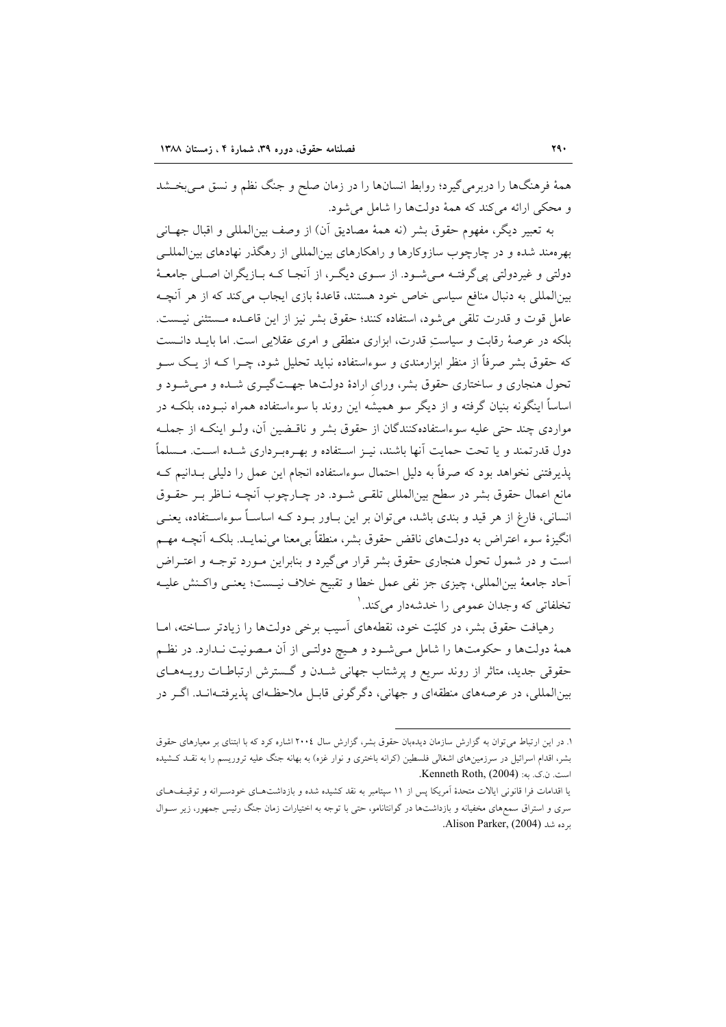همهٔ فرهنگ‌ها را دربرمی‌گیرد؛ روابط انسان‌ها را در زمان صلح و جنگ نظم و نسق می‌بخشد و محکی ارائه می‌کند که همهٔ دولت‌ها را شامل می‌شود.

به تعبیر دیگر، مفهوم حقوق بشر (نه همهٔ مصادیق آن) از وصف بین‌المللی و اقبال جهانی بهره‌مند شده و در چارچوب سازوکارها و راهکارهای بین‌المللی از رهگذر نهادهای بین‌المللی دولتی و غیردولتی پی‌گرفته می‌شود. از سوی دیگر، از آنجا که بازیگران اصلی جامعهٔ بین‌المللی به دنبال منافع سیاسی خاص خود هستند، قاعدهٔ بازی ایجاب می‌کند که از هر آنچه عامل قوت و قدرت تلقی می‌شود، استفاده کنند؛ حقوق بشر نیز از این قاعده مستثنی نیست. بلکه در عرصهٔ رقابت و سیاستِ قدرت، ابزاری منطقی و امری عقلایی است. اما باید دانست که حقوق بشر صرفاً از منظر ابزارمندی و سوءاستفاده نباید تحلیل شود، چرا که از یک سو تحول هنجاری و ساختاری حقوق بشر، ورای ارادهٔ دولت‌ها جهت‌گیری شده و می‌شود و اساساً اینگونه بنیان گرفته و از دیگر سو همیشه این روند با سوءاستفاده همراه نبوده، بلکه در مواردی چند حتی علیه سوءاستفاده‌کنندگان از حقوق بشر و ناقضین آن، ولو اینکه از جمله دول قدرتمند و یا تحت حمایت آنها باشند، نیز استفاده و بهره‌برداری شده است. مسلماً پذیرفتنی نخواهد بود که صرفاً به دلیل احتمال سوءاستفاده انجام این عمل را دلیلی بدانیم که مانع اعمال حقوق بشر در سطح بین‌المللی تلقی شود. در چارچوب آنچه ناظر بر حقوق انسانی، فارغ از هر قید و بندی باشد، می‌توان بر این باور بود که اساساً سوءاستفاده، یعنی انگیزهٔ سوء اعتراض به دولت‌های ناقض حقوق بشر، منطقاً بی‌معنا می‌نماید. بلکه آنچه مهم است و در شمول تحول هنجاری حقوق بشر قرار می‌گیرد و بنابراین مورد توجه و اعتراض آحاد جامعهٔ بین‌المللی، چیزی جز نفی عمل خطا و تقبیح خلاف نیست؛ یعنی واکنش علیه تخلفاتی که وجدان عمومی را خدشه‌دار می‌کند.[1]

رهیافت حقوق بشر، در کلیّت خود، نقطه‌های آسیب برخی دولت‌ها را زیادتر ساخته، اما همهٔ دولت‌ها و حکومت‌ها را شامل می‌شود و هیچ دولتی از آن مصونیت ندارد. در نظم حقوقی جدید، متاثر از روند سریع و پرشتاب جهانی شدن و گسترش ارتباطات رویه‌های بین‌المللی، در عرصه‌های منطقه‌ای و جهانی، دگرگونی قابل ملاحظه‌ای پذیرفته‌اند. اگر در

---

۱. در این ارتباط می‌توان به گزارش سازمان دیده‌بان حقوق بشر، گزارش سال ۲۰۰۴ اشاره کرد که با ابتنای بر معیارهای حقوق بشر، اقدام اسرائیل در سرزمین‌های اشغالی فلسطین (کرانه باختری و نوار غزه) به بهانه جنگ علیه تروریسم را به نقد کشیده است. ن.ک. به: Kenneth Roth, (2004).

یا اقدامات فرا قانونی ایالات متحدهٔ آمریکا پس از ۱۱ سپتامبر به نقد کشیده شده و بازداشت‌های خودسرانه و توقیف‌های سری و استراق سمع‌های مخفیانه و بازداشت‌ها در گوانتانامو، حتی با توجه به اختیارات زمان جنگ رئیس جمهور، زیر سوال برده شد Alison Parker, (2004).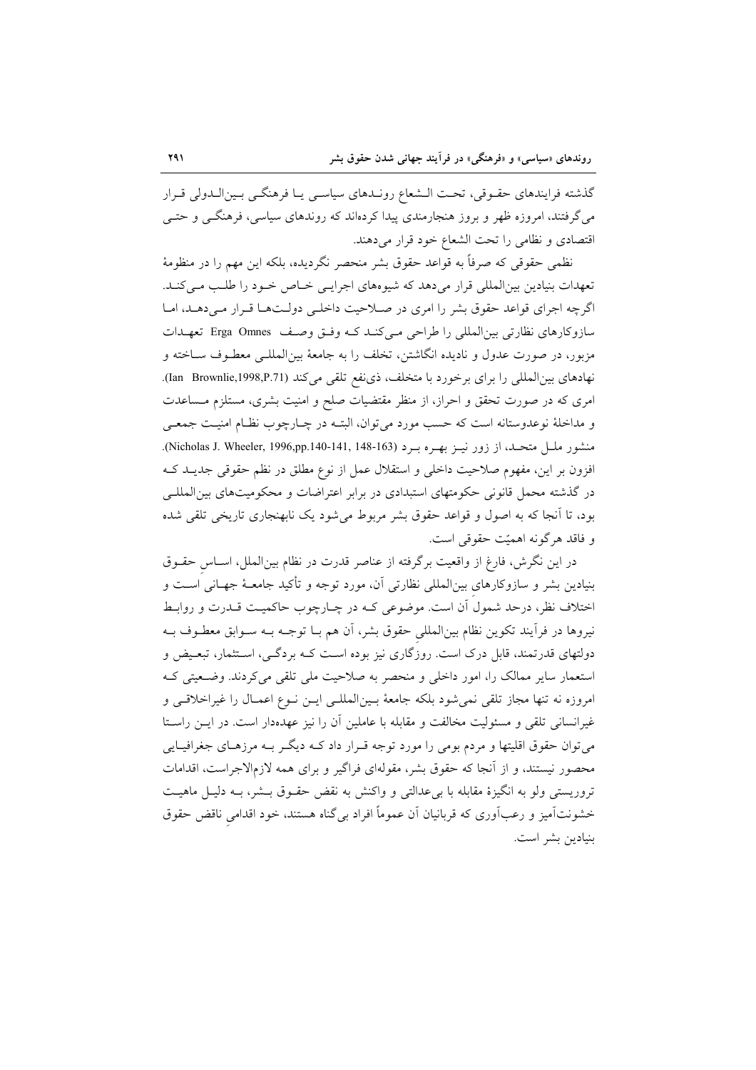گذشته فرایندهای حقـوقی، تحـت الـشعاع رونـدهای سیاسـی یـا فرهنگـی بـین‌الـدولی قـرار می‌گرفتند، امروزه ظهر و بروز هنجارمندی پیدا کرده‌اند که روندهای سیاسی، فرهنگـی و حتـی اقتصادی و نظامی را تحت الشعاع خود قرار می‌دهند.

نظمی حقوقی که صرفاً به قواعد حقوق بشر منحصر نگردیده، بلکه این مهم را در منظومهٔ تعهدات بنیادین بین‌المللی قرار می‌دهد که شیوه‌های اجرایـی خـاص خـود را طلـب مـی‌کنـد. اگرچه اجرای قواعد حقوق بشر را امری در صـلاحیت داخلـی دولـت‌هـا قـرار مـی‌دهـد، امـا سازوکارهای نظارتی بین‌المللی را طراحی مـی‌کنـد کـه وفـق وصـف Erga Omnes تعهـدات مزبور، در صورت عدول و نادیده انگاشتن، تخلف را به جامعهٔ بین‌المللـی معطـوف سـاخته و نهادهای بین‌المللی را برای برخورد با متخلف، ذی‌نفع تلقی می‌کند (Ian Brownlie,1998,P.71). امری که در صورت تحقق و احراز، از منظر مقتضیات صلح و امنیت بشری، مستلزم مـساعدت و مداخلهٔ نوعدوستانه است که حسب مورد می‌توان، البتـه در چـارچوب نظـام امنیـت جمعـی منشور ملـل متحـد، از زور نیـز بهـره بـرد (Nicholas J. Wheeler, 1996,pp.140-141, 148-163). افزون بر این، مفهوم صلاحیت داخلی و استقلال عمل از نوع مطلق در نظم حقوقی جدیـد کـه در گذشته محمل قانونی حکومتهای استبدادی در برابر اعتراضات و محکومیت‌های بین‌المللـی بود، تا آنجا که به اصول و قواعد حقوق بشر مربوط می‌شود یک نابهنجاری تاریخی تلقی شده و فاقد هرگونه اهمیّت حقوقی است.

در این نگرش، فارغ از واقعیت برگرفته از عناصر قدرت در نظام بین‌الملل، اسـاس حقـوق بنیادین بشر و سازوکارهای بین‌المللی نظارتی آن، مورد توجه و تأکید جامعـهٔ جهـانی اسـت و اختلاف نظر، درحد شمول آن است. موضوعی کـه در چـارچوب حاکمیـت قـدرت و روابـط نیروها در فرآیند تکوین نظام بین‌المللی حقوق بشر، آن هم بـا توجـه بـه سـوابق معطـوف بـه دولتهای قدرتمند، قابل درک است. روزگاری نیز بوده اسـت کـه بردگـی، اسـتثمار، تبعـیض و استعمار سایر ممالک را، امور داخلی و منحصر به صلاحیت ملی تلقی می‌کردند. وضـعیتی کـه امروزه نه تنها مجاز تلقی نمی‌شود بلکه جامعهٔ بـین‌المللـی ایـن نـوع اعمـال را غیراخلاقـی و غیرانسانی تلقی و مسئولیت مخالفت و مقابله با عاملین آن را نیز عهده‌دار است. در ایـن راسـتا می‌توان حقوق اقلیتها و مردم بومی را مورد توجه قـرار داد کـه دیگـر بـه مرزهـای جغرافیـایی محصور نیستند، و از آنجا که حقوق بشر، مقوله‌ای فراگیر و برای همه لازم‌الاجراست، اقدامات تروریستی ولو به انگیزهٔ مقابله با بی‌عدالتی و واکنش به نقض حقـوق بـشر، بـه دلیـل ماهیـت خشونت‌آمیز و رعب‌آوری که قربانیان آن عموماً افراد بی‌گناه هستند، خود اقدامی ناقض حقوق بنیادین بشر است.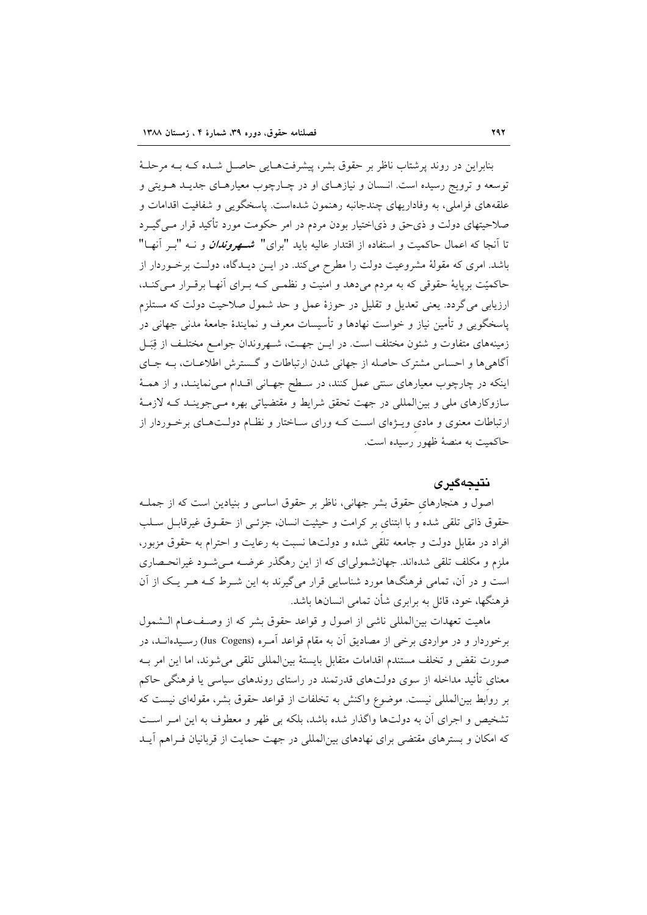بنابراین در روند پرشتاب ناظر بر حقوق بشر، پیشرفت‌هایی حاصل شده که به مرحلهٔ توسعه و ترویج رسیده است. انسان و نیازهای او در چارچوب معیارهای جدید هویتی و علقه‌های فراملی، به وفاداریهای چندجانبه رهنمون شده‌است. پاسخگویی و شفافیت اقدامات و صلاحیتهای دولت و ذی‌حق و ذی‌اختیار بودن مردم در امر حکومت مورد تأکید قرار می‌گیرد تا آنجا که اعمال حاکمیت و استفاده از اقتدار عالیه باید "برای" ***شهروندان*** و نه "بر آنها" باشد. امری که مقولهٔ مشروعیت دولت را مطرح می‌کند. در این دیدگاه، دولت برخوردار از حاکمیّت برپایهٔ حقوقی که به مردم می‌دهد و امنیت و نظمی که برای آنها برقرار می‌کند، ارزیابی می‌گردد. یعنی تعدیل و تقلیل در حوزهٔ عمل و حد شمول صلاحیت دولت که مستلزم پاسخگویی و تأمین نیاز و خواست نهادها و تأسیسات معرف و نمایندهٔ جامعهٔ مدنی جهانی در زمینه‌های متفاوت و شئون مختلف است. در این جهت، شهروندان جوامع مختلف از قبَل آگاهی‌ها و احساس مشترک حاصله از جهانی شدن ارتباطات و گسترش اطلاعات، به جای اینکه در چارچوب معیارهای سنتی عمل کنند، در سطح جهانی اقدام می‌نمایند، و از همهٔ سازوکارهای ملی و بین‌المللی در جهت تحقق شرایط و مقتضیاتی بهره می‌جویند که لازمهٔ ارتباطات معنوی و مادیِ ویژه‌ای است که ورای ساختار و نظام دولت‌های برخوردار از حاکمیت به منصهٔ ظهور رسیده است.

## نتیجه‌گیری

اصول و هنجارهای حقوق بشر جهانی، ناظر بر حقوق اساسی و بنیادین است که از جمله حقوق ذاتی تلقی شده و با ابتنایِ بر کرامت و حیثیت انسان، جزئی از حقوق غیرقابل سلب افراد در مقابل دولت و جامعه تلقی شده و دولت‌ها نسبت به رعایت و احترام به حقوق مزبور، ملزم و مکلف تلقی شده‌اند. جهان‌شمولی‌ای که از این رهگذر عرضه می‌شود غیرانحصاری است و در آن، تمامی فرهنگ‌ها مورد شناسایی قرار می‌گیرند به این شرط که هر یک از آن فرهنگها، خود، قائل به برابری شأن تمامی انسان‌ها باشد.

ماهیت تعهدات بین‌المللی ناشی از اصول و قواعد حقوق بشر که از وصف‌عام الشمول برخوردار و در مواردی برخی از مصادیق آن به مقام قواعد آمره (Jus Cogens) رسیده‌اند، در صورت نقض و تخلف مستندم اقدامات متقابل بایستهٔ بین‌المللی تلقی می‌شوند، اما این امر به معنایِ تأیید مداخله از سوی دولت‌های قدرتمند در راستای روندهای سیاسی یا فرهنگی حاکم بر روابط بین‌المللی نیست. موضوع واکنش به تخلفات از قواعد حقوق بشر، مقوله‌ای نیست که تشخیص و اجرای آن به دولت‌ها واگذار شده باشد، بلکه بی ظهر و معطوف به این امر است که امکان و بسترهای مقتضی برای نهادهای بین‌المللی در جهت حمایت از قربانیان فراهم آید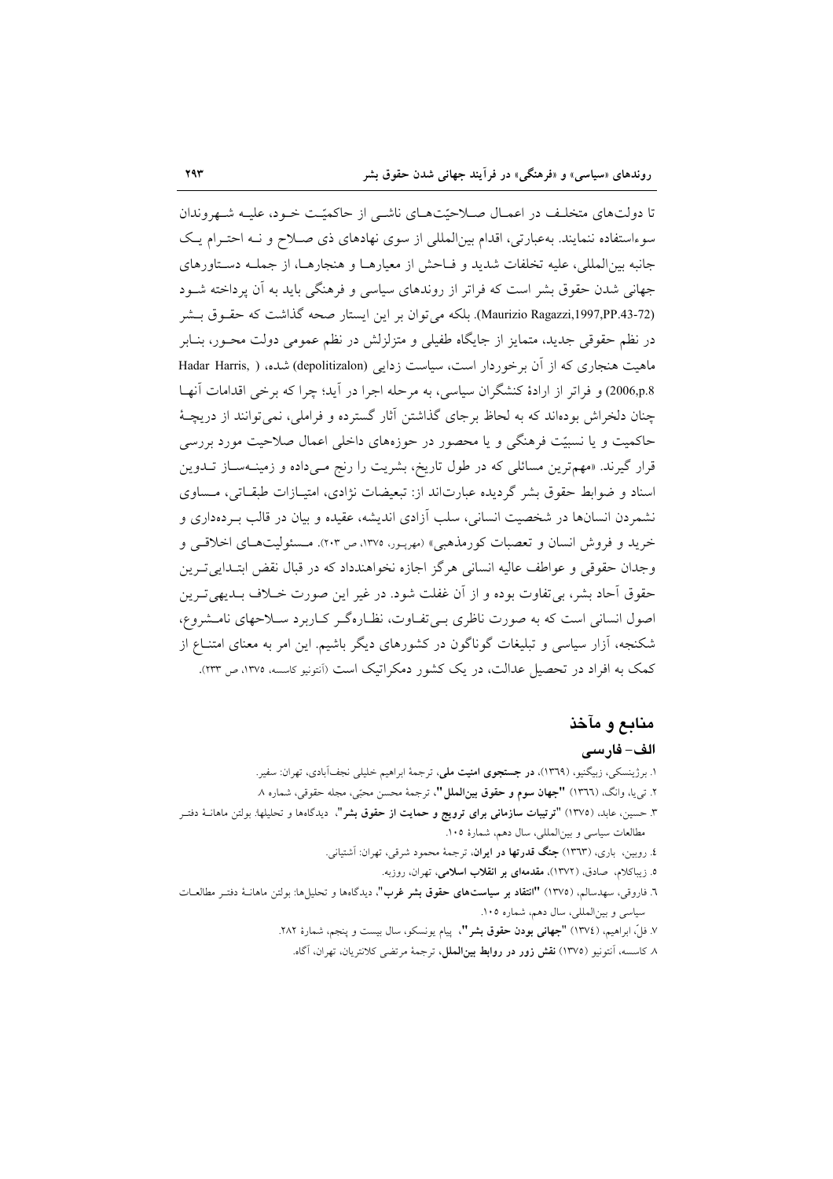تا دولت‌های متخلف در اعمال صلاحیّت‌های ناشی از حاکمیّت خود، علیه شهروندان سوءاستفاده ننمایند. به‌عبارتی، اقدام بین‌المللی از سوی نهادهای ذی صلاح و نه احترام یک جانبه بین‌المللی، علیه تخلفات شدید و فاحش از معیارها و هنجارها، از جمله دستاورهای جهانی شدن حقوق بشر است که فراتر از روندهای سیاسی و فرهنگی باید به آن پرداخته شود (Maurizio Ragazzi,1997,PP.43-72). بلکه می‌توان بر این ایستار صحه گذاشت که حقوق بشر در نظم حقوقی جدید، متمایز از جایگاه طفیلی و متزلزلش در نظم عمومی دولت محور، بنابر ماهیت هنجاری که از آن برخوردار است، سیاست زدایی (depolitizalon) شده، ( Hadar Harris, 2006,p.8) و فراتر از ارادهٔ کنشگران سیاسی، به مرحله اجرا در آید؛ چرا که برخی اقدامات آنها چنان دلخراش بوده‌اند که به لحاظ برجای گذاشتن آثار گسترده و فراملی، نمی‌توانند از دریچهٔ حاکمیت و یا نسبیّت فرهنگی و یا محصور در حوزه‌های داخلی اعمال صلاحیت مورد بررسی قرار گیرند. «مهم‌ترین مسائلی که در طول تاریخ، بشریت را رنج می‌داده و زمینه‌ساز تدوین اسناد و ضوابط حقوق بشر گردیده عبارت‌اند از: تبعیضات نژادی، امتیازات طبقاتی، مساوی نشمردن انسان‌ها در شخصیت انسانی، سلب آزادی اندیشه، عقیده و بیان در قالب برده‌داری و خرید و فروش انسان و تعصبات کورمذهبی» (مهرپور، ۱۳۷۵، ص ۲۰۳). مسئولیت‌های اخلاقی و وجدان حقوقی و عواطف عالیه انسانی هرگز اجازه نخواهندداد که در قبال نقض ابتدایی‌ترین حقوق آحاد بشر، بی‌تفاوت بوده و از آن غفلت شود. در غیر این صورت خلاف بدیهی‌ترین اصول انسانی است که به صورت ناظری بی‌تفاوت، نظاره‌گر کاربرد سلاحهای نامشروع، شکنجه، آزار سیاسی و تبلیغات گوناگون در کشورهای دیگر باشیم. این امر به معنای امتناع از کمک به افراد در تحصیل عدالت، در یک کشور دمکراتیک است (آنتونیو کاسسه، ۱۳۷۵، ص ۲۳۳).

## منابع و مآخذ

### الف- فارسی

۱. برژینسکی، زبیگنیو، (۱۳۶۹)، **در جستجوی امنیت ملی**، ترجمهٔ ابراهیم خلیلی نجف‌آبادی، تهران: سفیر.

۲. تی‌یا، وانگ، (۱۳۶۶) **"جهان سوم و حقوق بین‌الملل"**، ترجمهٔ محسن محبّی، مجله حقوقی، شماره ۸.

۳. حسین، عابد، (۱۳۷۵) **"ترتیبات سازمانی برای ترویج و حمایت از حقوق بشر"**، دیدگاه‌ها و تحلیلها: بولتن ماهانهٔ دفتر مطالعات سیاسی و بین‌المللی، سال دهم، شمارهٔ ۱۰۵.

۴. روبین، باری، (۱۳۶۳) **جنگ قدرتها در ایران**، ترجمهٔ محمود شرقی، تهران: آشتیانی.

۵. زیباکلام، صادق، (۱۳۷۲)، **مقدمه‌ای بر انقلاب اسلامی**، تهران، روزبه.

۶. فاروقی، سهدسالم، (۱۳۷۵) **"انتقاد بر سیاست‌های حقوق بشر غرب"**، دیدگاه‌ها و تحلیل‌ها: بولتن ماهانهٔ دفتر مطالعات سیاسی و بین‌المللی، سال دهم، شماره ۱۰۵.

۷. فلّ، ابراهیم، (۱۳۷٤) **"جهانی بودن حقوق بشر"**، پیام یونسکو، سال بیست و پنجم، شمارهٔ ۲۸۲.

۸. کاسسه، آنتونیو (۱۳۷۵) **نقش زور در روابط بین‌الملل**، ترجمهٔ مرتضی کلانتریان، تهران، آگاه.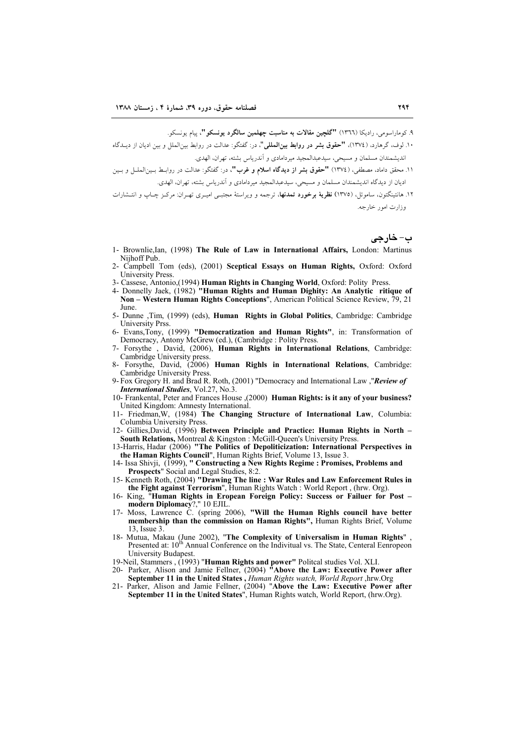۹. کوماراسومی، رادیکا (۱۳٦٦) **"گلچین مقالات به مناسبت چهلمین سالگرد یونسکو"**، پیام یونسکو.

۱۰. لوف، گرهارد، (۱۳۷٤)، **"حقوق بشر در روابط بین‌المللی"**، در: گفتگو: عدالت در روابط بین‌الملل و بین ادیان از دیدگاه اندیشمندان مسلمان و مسیحی، سیدعبدالمجید میردامادی و آندریاس بشته، تهران، الهدی.

۱۱. محقق داماد، مصطفی، (۱۳۷٤) **"حقوق بشر از دیدگاه اسلام و غرب"**، در: گفتگو: عدالت در روابط بین‌الملل و بین ادیان از دیدگاه اندیشمندان مسلمان و مسیحی، سیدعبدالمجید میردامادی و آندریاس بشته، تهران، الهدی.

۱۲. هانتینگتون، ساموئل، (۱۳۷۵) **نظریهٔ برخورد تمدنها**، ترجمه و ویراستهٔ مجتبی امیری تهران: مرکز چاپ و انتشارات وزارت امور خارجه.

## ب- خارجی

1- Brownlie,Ian, (1998) **The Rule of Law in International Affairs,** London: Martinus Nijhoff Pub.

2- Campbell Tom (eds), (2001) **Sceptical Essays on Human Rights,** Oxford: Oxford University Press.

3- Cassese, Antonio,(1994) **Human Rights in Changing World**, Oxford: Polity Press.

4- Donnelly Jaek, (1982) **"Human Rights and Human Dighity: An Analytic ritique of Non – Western Human Rights Conceptions**", American Political Science Review, 79, 21 June.

5- Dunne ,Tim, (1999) (eds), **Human Rights in Global Politics**, Cambridge: Cambridge University Prss.

6- Evans,Tony, (1999) **"Democratization and Human Rights"**, in: Transformation of Democracy, Antony McGrew (ed.), (Cambridge : Polity Press.

7- Forsythe , David, (2006), **Human Rights in International Relations**, Cambridge: Cambridge University press.

8- Forsythe, David, (2006) **Human Righls in International Relations**, Cambridge: Cambridge University Press.

9- Fox Gregory H. and Brad R. Roth, (2001) "Democracy and International Law ,"***Review of International Studies***, Vol.27, No.3.

10- Frankental, Peter and Frances House ,(2000) **Human Rights: is it any of your business?** United Kingdom: Amnesty International.

11- Friedman,W, (1984) **The Changing Structure of International Law**, Columbia: Columbia University Press.

12- Gillies,David, (1996) **Between Principle and Practice: Human Rights in North – South Relations,** Montreal & Kingston : McGill-Queen's University Press.

13-Harris, Hadar (2006) **"The Politics of Depoliticization: International Perspectives in the Haman Rights Council**", Human Rights Brief, Volume 13, Issue 3.

14- Issa Shivji, (1999), **" Constructing a New Rights Regime : Promises, Problems and Prospects**" Social and Legal Studies, 8:2.

15- Kenneth Roth, (2004) **"Drawing The line : War Rules and Law Enforcement Rules in the Fight against Terrorism**", Human Rights Watch : World Report , (hrw. Org).

16- King, "**Human Rights in Eropean Foreign Policy: Success or Failuer for Post – modern Diplomacy**?," 10 EJIL.

17- Moss, Lawrence C. (spring 2006), **"Will the Human Righls council have better membership than the commission on Haman Rights",** Human Rights Brief, Volume 13, Issue 3.

18- Mutua, Makau (June 2002), "**The Complexity of Universalism in Human Rights**" , Presented at: 10th Annual Conference on the Indivitual vs. The State, Centeral Eenropeon University Budapest.

19-Neil, Stammers , (1993) "**Human Rights and power"** Politcal studies Vol. XLI.

20- Parker, Alison and Jamie Fellner, (2004) **"Above the Law: Executive Power after September 11 in the United States ,** *Human Rights watch, World Report* ,hrw.Org

21- Parker, Alison and Jamie Fellner, (2004) "**Above the Law: Executive Power after September 11 in the United States**", Human Rights watch, World Report, (hrw.Org).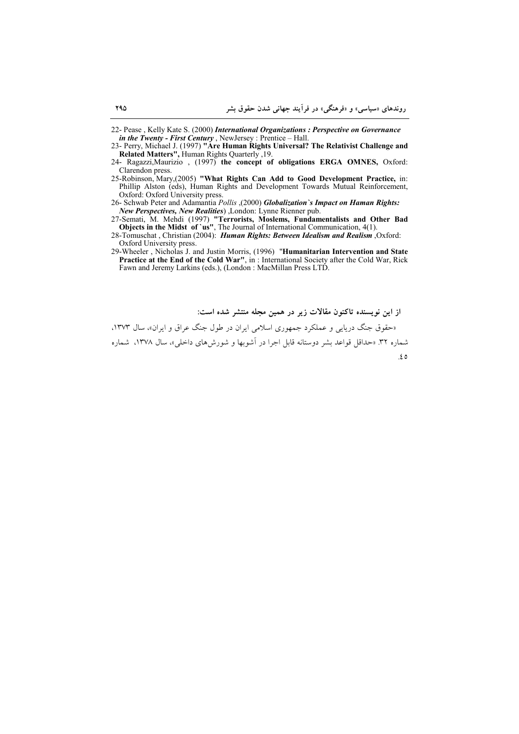22- Pease , Kelly Kate S. (2000) ***International Organizations : Perspective on Governance in the Twenty - First Century*** , NewJersey : Prentice – Hall.

23- Perry, Michael J. (1997) **"Are Human Rights Universal? The Relativist Challenge and Related Matters",** Human Rights Quarterly ,19.

24- Ragazzi,Maurizio , (1997) **the concept of obligations ERGA OMNES,** Oxford: Clarendon press.

25-Robinson, Mary,(2005) **"What Rights Can Add to Good Development Practice,** in: Phillip Alston (eds), Human Rights and Development Towards Mutual Reinforcement, Oxford: Oxford University press.

26- Schwab Peter and Adamantia *Pollis* ,(2000) ***Globalization`s Impact on Haman Rights: New Perspectives, New Realities***) ,London: Lynne Rienner pub.

27-Semati, M. Mehdi (1997) **"Terrorists, Moslems, Fundamentalists and Other Bad Objects in the Midst of `us"**, The Journal of International Communication, 4(1).

28-Tomuschat , Christian (2004): ***Human Rights: Between Idealism and Realism*** ,Oxford: Oxford University press.

29-Wheeler , Nicholas J. and Justin Morris, (1996) **"Humanitarian Intervention and State Practice at the End of the Cold War"**, in : International Society after the Cold War, Rick Fawn and Jeremy Larkins (eds.), (London : MacMillan Press LTD.

**از این نویسنده تاکنون مقالات زیر در همین مجله منتشر شده است:**

«حقوق جنگ دریایی و عملکرد جمهوری اسلامی ایران در طول جنگ عراق و ایران»، سال ۱۳۷۳، شماره ۳۲. «حداقل قواعد بشر دوستانه قابل اجرا در آشوبها و شورش‌های داخلی»، سال ۱۳۷۸، شماره ۴۵.